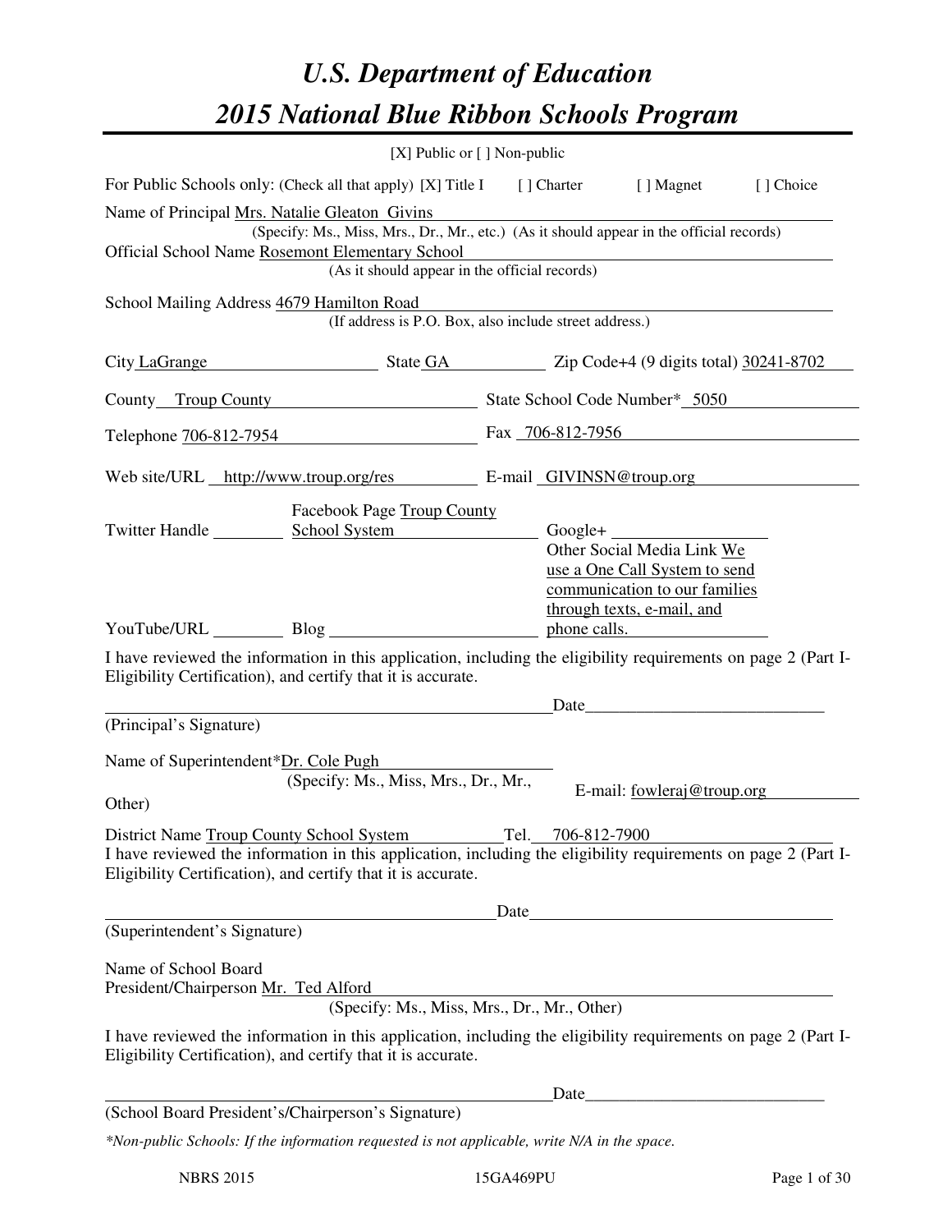# U.S. Department of Education
# 2015 National Blue Ribbon Schools Program

[X] Public or [ ] Non-public

For Public Schools only: (Check all that apply) [X] Title I [ ] Charter [ ] Magnet [ ] Choice

Name of Principal Mrs. Natalie Gleaton Givins
(Specify: Ms., Miss, Mrs., Dr., Mr., etc.) (As it should appear in the official records)

Official School Name Rosemont Elementary School
(As it should appear in the official records)

School Mailing Address 4679 Hamilton Road
(If address is P.O. Box, also include street address.)

City LaGrange State GA Zip Code+4 (9 digits total) 30241-8702

County Troup County State School Code Number* 5050

Telephone 706-812-7954 Fax 706-812-7956

Web site/URL http://www.troup.org/res E-mail GIVINSN@troup.org

Twitter Handle ________ Facebook Page Troup County School System Google+ ________

YouTube/URL ________ Blog ________ Other Social Media Link We use a One Call System to send communication to our families through texts, e-mail, and phone calls.

I have reviewed the information in this application, including the eligibility requirements on page 2 (Part I-Eligibility Certification), and certify that it is accurate.

_______________________________ Date_______________
(Principal's Signature)

Name of Superintendent* Dr. Cole Pugh
(Specify: Ms., Miss, Mrs., Dr., Mr., Other)
E-mail: fowleraj@troup.org

District Name Troup County School System Tel. 706-812-7900

I have reviewed the information in this application, including the eligibility requirements on page 2 (Part I-Eligibility Certification), and certify that it is accurate.

_______________________________ Date_______________
(Superintendent's Signature)

Name of School Board President/Chairperson Mr. Ted Alford
(Specify: Ms., Miss, Mrs., Dr., Mr., Other)

I have reviewed the information in this application, including the eligibility requirements on page 2 (Part I-Eligibility Certification), and certify that it is accurate.

_______________________________ Date_______________
(School Board President's/Chairperson's Signature)

*\*Non-public Schools: If the information requested is not applicable, write N/A in the space.*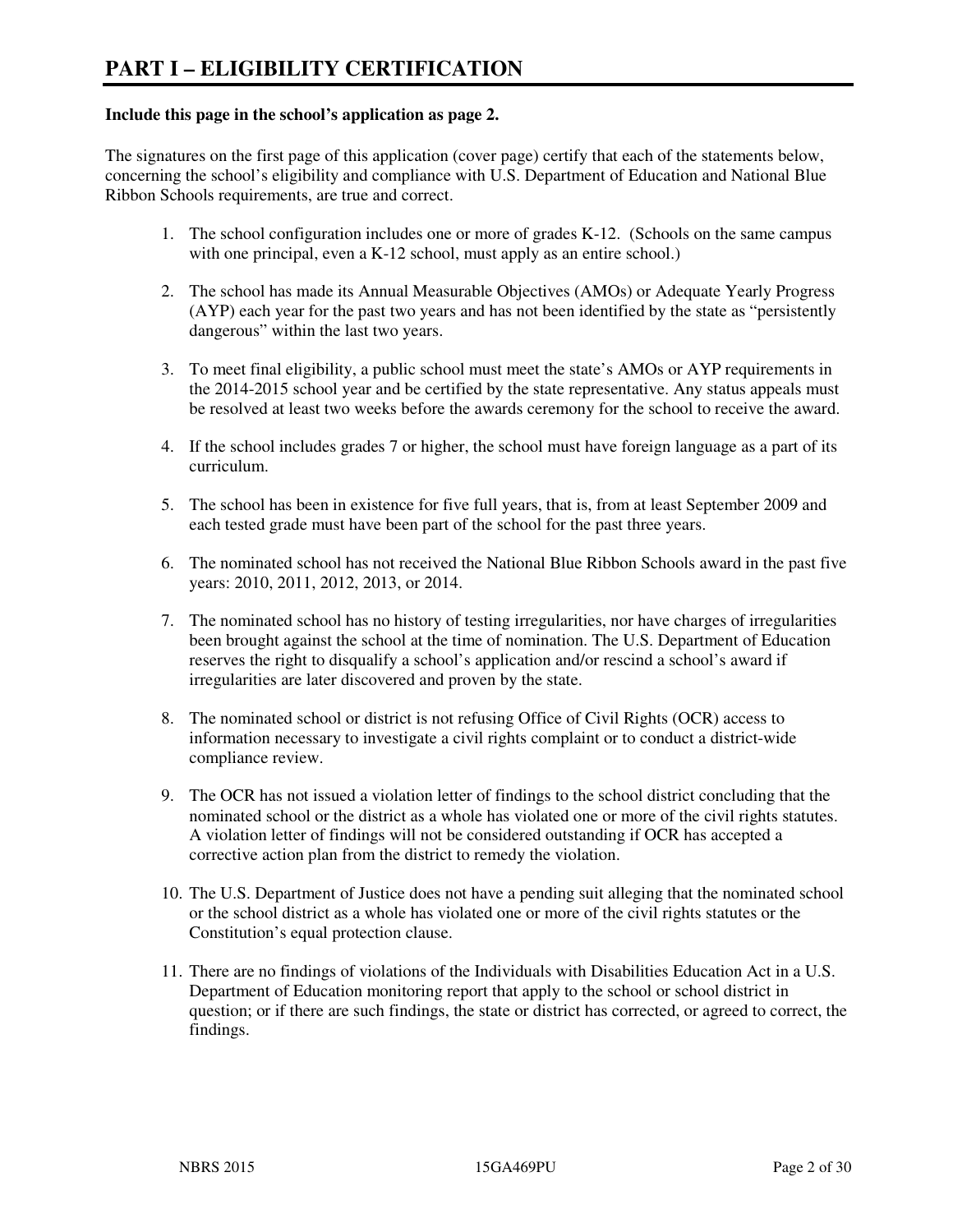# PART I – ELIGIBILITY CERTIFICATION

**Include this page in the school's application as page 2.**

The signatures on the first page of this application (cover page) certify that each of the statements below, concerning the school's eligibility and compliance with U.S. Department of Education and National Blue Ribbon Schools requirements, are true and correct.

1. The school configuration includes one or more of grades K-12. (Schools on the same campus with one principal, even a K-12 school, must apply as an entire school.)

2. The school has made its Annual Measurable Objectives (AMOs) or Adequate Yearly Progress (AYP) each year for the past two years and has not been identified by the state as "persistently dangerous" within the last two years.

3. To meet final eligibility, a public school must meet the state's AMOs or AYP requirements in the 2014-2015 school year and be certified by the state representative. Any status appeals must be resolved at least two weeks before the awards ceremony for the school to receive the award.

4. If the school includes grades 7 or higher, the school must have foreign language as a part of its curriculum.

5. The school has been in existence for five full years, that is, from at least September 2009 and each tested grade must have been part of the school for the past three years.

6. The nominated school has not received the National Blue Ribbon Schools award in the past five years: 2010, 2011, 2012, 2013, or 2014.

7. The nominated school has no history of testing irregularities, nor have charges of irregularities been brought against the school at the time of nomination. The U.S. Department of Education reserves the right to disqualify a school's application and/or rescind a school's award if irregularities are later discovered and proven by the state.

8. The nominated school or district is not refusing Office of Civil Rights (OCR) access to information necessary to investigate a civil rights complaint or to conduct a district-wide compliance review.

9. The OCR has not issued a violation letter of findings to the school district concluding that the nominated school or the district as a whole has violated one or more of the civil rights statutes. A violation letter of findings will not be considered outstanding if OCR has accepted a corrective action plan from the district to remedy the violation.

10. The U.S. Department of Justice does not have a pending suit alleging that the nominated school or the school district as a whole has violated one or more of the civil rights statutes or the Constitution's equal protection clause.

11. There are no findings of violations of the Individuals with Disabilities Education Act in a U.S. Department of Education monitoring report that apply to the school or school district in question; or if there are such findings, the state or district has corrected, or agreed to correct, the findings.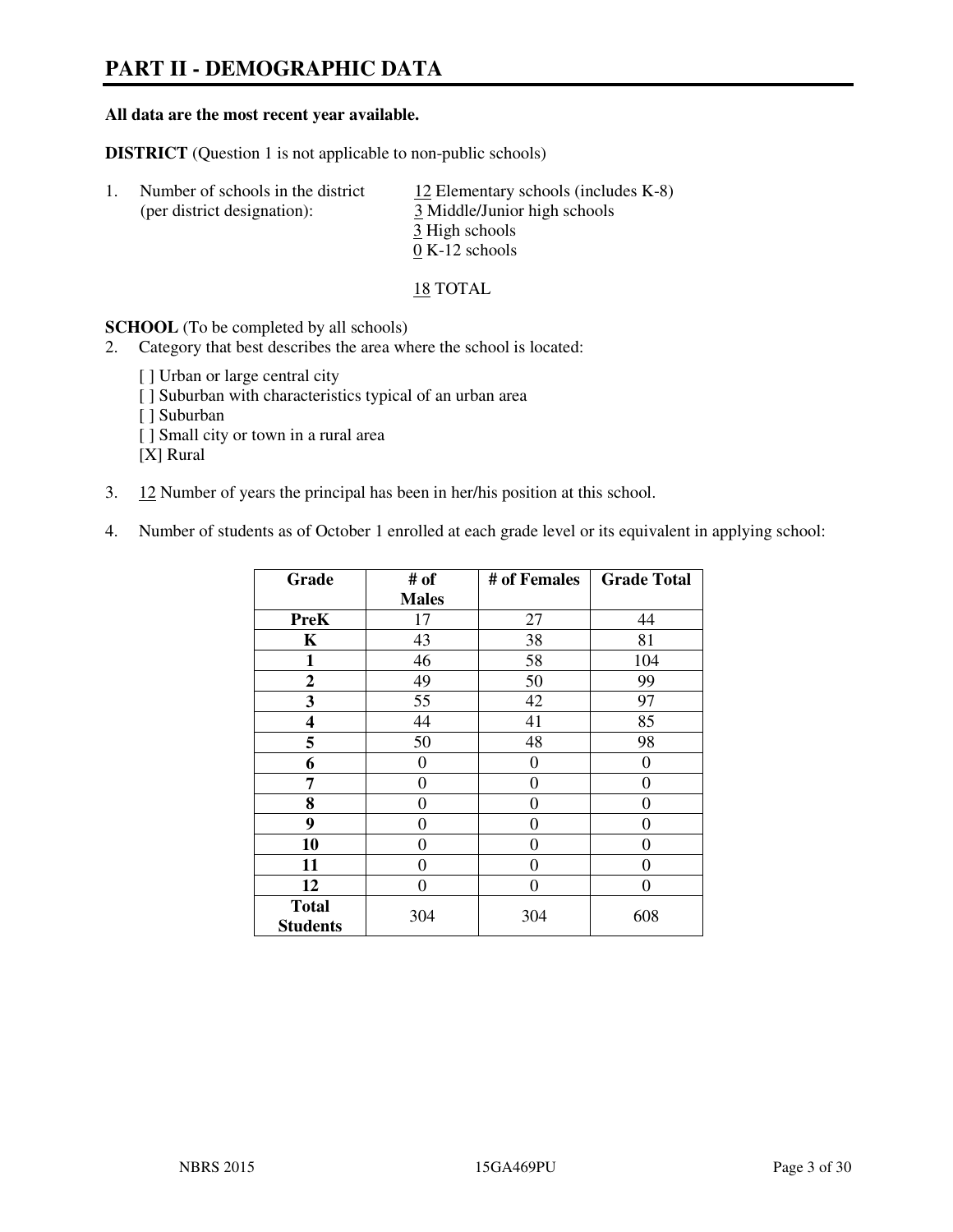# PART II - DEMOGRAPHIC DATA

**All data are the most recent year available.**

**DISTRICT** (Question 1 is not applicable to non-public schools)

1. Number of schools in the district (per district designation):
   - 12 Elementary schools (includes K-8)
   - 3 Middle/Junior high schools
   - 3 High schools
   - 0 K-12 schools

   18 TOTAL

**SCHOOL** (To be completed by all schools)

2. Category that best describes the area where the school is located:

   [ ] Urban or large central city
   [ ] Suburban with characteristics typical of an urban area
   [ ] Suburban
   [ ] Small city or town in a rural area
   [X] Rural

3. 12 Number of years the principal has been in her/his position at this school.

4. Number of students as of October 1 enrolled at each grade level or its equivalent in applying school:

| Grade | # of Males | # of Females | Grade Total |
|---|---|---|---|
| **PreK** | 17 | 27 | 44 |
| **K** | 43 | 38 | 81 |
| **1** | 46 | 58 | 104 |
| **2** | 49 | 50 | 99 |
| **3** | 55 | 42 | 97 |
| **4** | 44 | 41 | 85 |
| **5** | 50 | 48 | 98 |
| **6** | 0 | 0 | 0 |
| **7** | 0 | 0 | 0 |
| **8** | 0 | 0 | 0 |
| **9** | 0 | 0 | 0 |
| **10** | 0 | 0 | 0 |
| **11** | 0 | 0 | 0 |
| **12** | 0 | 0 | 0 |
| **Total Students** | 304 | 304 | 608 |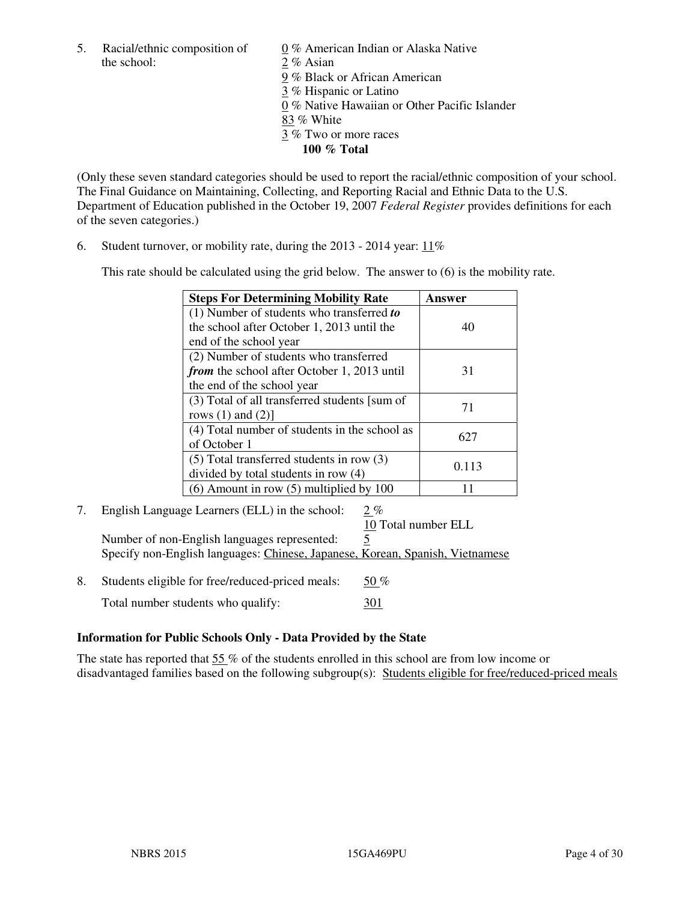5. Racial/ethnic composition of the school:

0 % American Indian or Alaska Native
2 % Asian
9 % Black or African American
3 % Hispanic or Latino
0 % Native Hawaiian or Other Pacific Islander
83 % White
3 % Two or more races
**100 % Total**

(Only these seven standard categories should be used to report the racial/ethnic composition of your school. The Final Guidance on Maintaining, Collecting, and Reporting Racial and Ethnic Data to the U.S. Department of Education published in the October 19, 2007 *Federal Register* provides definitions for each of the seven categories.)

6. Student turnover, or mobility rate, during the 2013 - 2014 year: 11%

This rate should be calculated using the grid below. The answer to (6) is the mobility rate.

| **Steps For Determining Mobility Rate** | **Answer** |
|---|---|
| (1) Number of students who transferred ***to*** the school after October 1, 2013 until the end of the school year | 40 |
| (2) Number of students who transferred ***from*** the school after October 1, 2013 until the end of the school year | 31 |
| (3) Total of all transferred students [sum of rows (1) and (2)] | 71 |
| (4) Total number of students in the school as of October 1 | 627 |
| (5) Total transferred students in row (3) divided by total students in row (4) | 0.113 |
| (6) Amount in row (5) multiplied by 100 | 11 |

7. English Language Learners (ELL) in the school: 2 %
10 Total number ELL

Number of non-English languages represented: 5
Specify non-English languages: Chinese, Japanese, Korean, Spanish, Vietnamese

8. Students eligible for free/reduced-priced meals: 50 %

Total number students who qualify: 301

**Information for Public Schools Only - Data Provided by the State**

The state has reported that 55 % of the students enrolled in this school are from low income or disadvantaged families based on the following subgroup(s): Students eligible for free/reduced-priced meals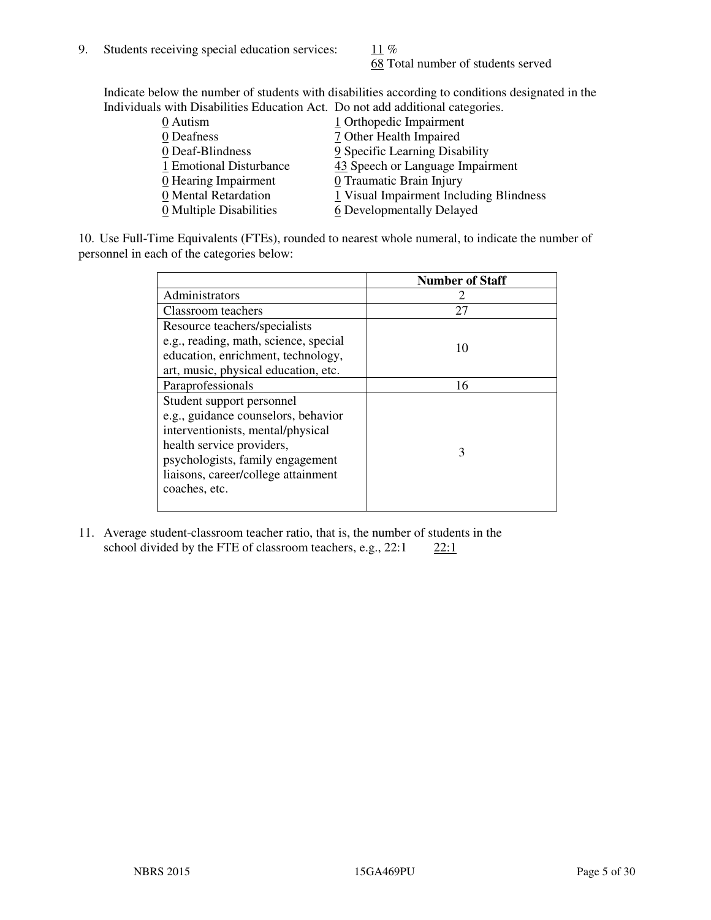9. Students receiving special education services: 11 %
68 Total number of students served

Indicate below the number of students with disabilities according to conditions designated in the Individuals with Disabilities Education Act. Do not add additional categories.

| | |
|---|---|
| 0 Autism | 1 Orthopedic Impairment |
| 0 Deafness | 7 Other Health Impaired |
| 0 Deaf-Blindness | 9 Specific Learning Disability |
| 1 Emotional Disturbance | 43 Speech or Language Impairment |
| 0 Hearing Impairment | 0 Traumatic Brain Injury |
| 0 Mental Retardation | 1 Visual Impairment Including Blindness |
| 0 Multiple Disabilities | 6 Developmentally Delayed |

10. Use Full-Time Equivalents (FTEs), rounded to nearest whole numeral, to indicate the number of personnel in each of the categories below:

| | Number of Staff |
|---|---|
| Administrators | 2 |
| Classroom teachers | 27 |
| Resource teachers/specialists e.g., reading, math, science, special education, enrichment, technology, art, music, physical education, etc. | 10 |
| Paraprofessionals | 16 |
| Student support personnel e.g., guidance counselors, behavior interventionists, mental/physical health service providers, psychologists, family engagement liaisons, career/college attainment coaches, etc. | 3 |

11. Average student-classroom teacher ratio, that is, the number of students in the school divided by the FTE of classroom teachers, e.g., 22:1 22:1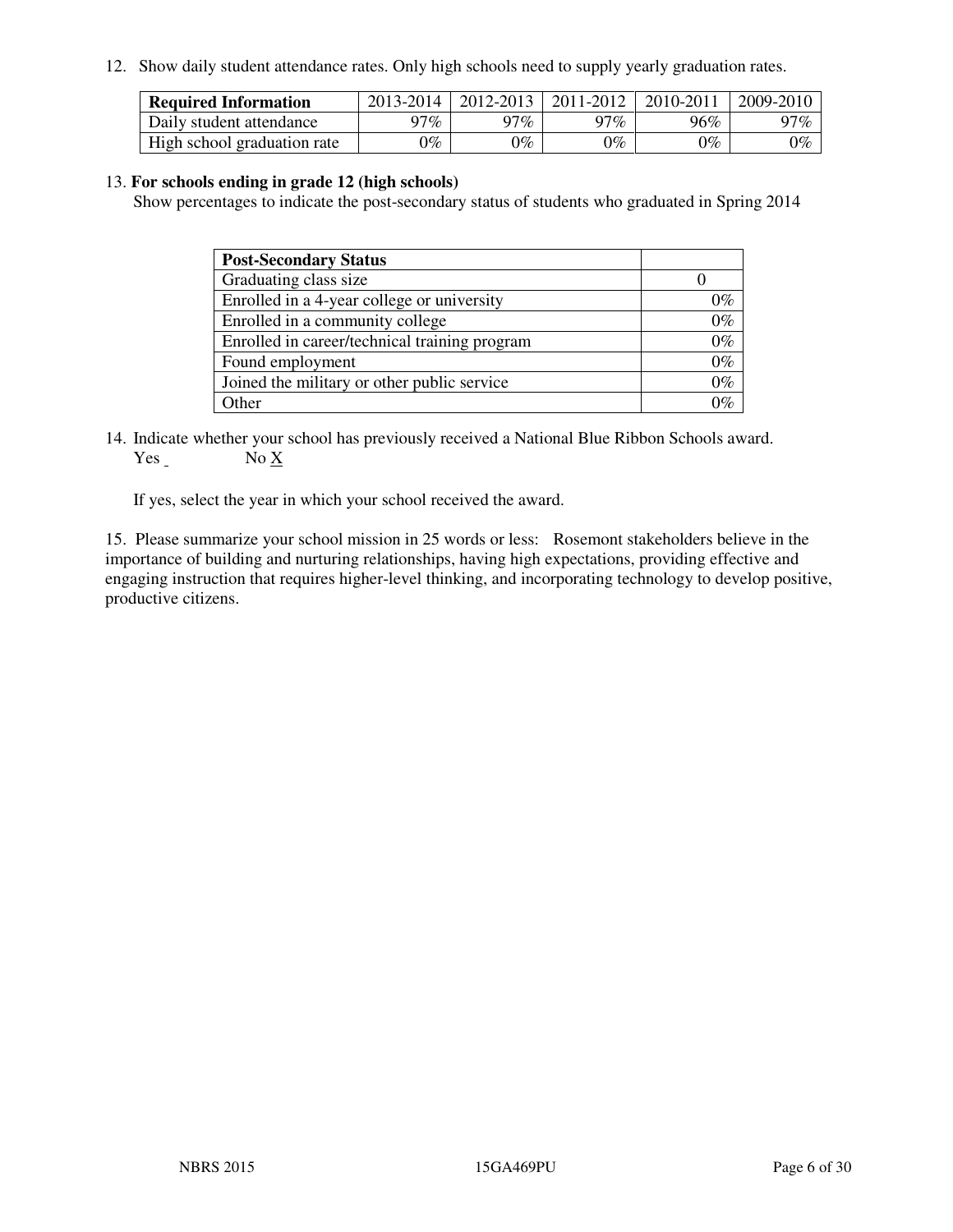12. Show daily student attendance rates. Only high schools need to supply yearly graduation rates.

| **Required Information** | 2013-2014 | 2012-2013 | 2011-2012 | 2010-2011 | 2009-2010 |
| --- | --- | --- | --- | --- | --- |
| Daily student attendance | 97% | 97% | 97% | 96% | 97% |
| High school graduation rate | 0% | 0% | 0% | 0% | 0% |

13. **For schools ending in grade 12 (high schools)**
Show percentages to indicate the post-secondary status of students who graduated in Spring 2014

| **Post-Secondary Status** | |
| --- | --- |
| Graduating class size | 0 |
| Enrolled in a 4-year college or university | 0% |
| Enrolled in a community college | 0% |
| Enrolled in career/technical training program | 0% |
| Found employment | 0% |
| Joined the military or other public service | 0% |
| Other | 0% |

14. Indicate whether your school has previously received a National Blue Ribbon Schools award.
Yes _ No X

If yes, select the year in which your school received the award.

15. Please summarize your school mission in 25 words or less: Rosemont stakeholders believe in the importance of building and nurturing relationships, having high expectations, providing effective and engaging instruction that requires higher-level thinking, and incorporating technology to develop positive, productive citizens.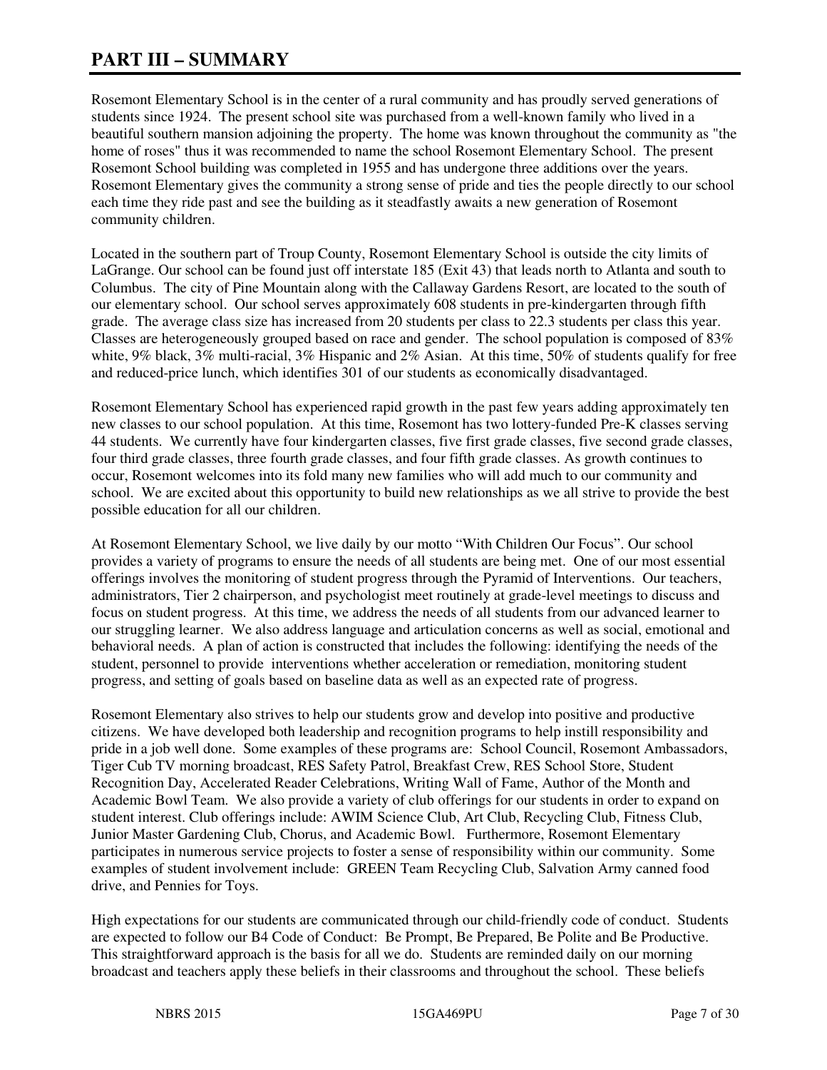# PART III – SUMMARY

Rosemont Elementary School is in the center of a rural community and has proudly served generations of students since 1924. The present school site was purchased from a well-known family who lived in a beautiful southern mansion adjoining the property. The home was known throughout the community as "the home of roses" thus it was recommended to name the school Rosemont Elementary School. The present Rosemont School building was completed in 1955 and has undergone three additions over the years. Rosemont Elementary gives the community a strong sense of pride and ties the people directly to our school each time they ride past and see the building as it steadfastly awaits a new generation of Rosemont community children.

Located in the southern part of Troup County, Rosemont Elementary School is outside the city limits of LaGrange. Our school can be found just off interstate 185 (Exit 43) that leads north to Atlanta and south to Columbus. The city of Pine Mountain along with the Callaway Gardens Resort, are located to the south of our elementary school. Our school serves approximately 608 students in pre-kindergarten through fifth grade. The average class size has increased from 20 students per class to 22.3 students per class this year. Classes are heterogeneously grouped based on race and gender. The school population is composed of 83% white, 9% black, 3% multi-racial, 3% Hispanic and 2% Asian. At this time, 50% of students qualify for free and reduced-price lunch, which identifies 301 of our students as economically disadvantaged.

Rosemont Elementary School has experienced rapid growth in the past few years adding approximately ten new classes to our school population. At this time, Rosemont has two lottery-funded Pre-K classes serving 44 students. We currently have four kindergarten classes, five first grade classes, five second grade classes, four third grade classes, three fourth grade classes, and four fifth grade classes. As growth continues to occur, Rosemont welcomes into its fold many new families who will add much to our community and school. We are excited about this opportunity to build new relationships as we all strive to provide the best possible education for all our children.

At Rosemont Elementary School, we live daily by our motto "With Children Our Focus". Our school provides a variety of programs to ensure the needs of all students are being met. One of our most essential offerings involves the monitoring of student progress through the Pyramid of Interventions. Our teachers, administrators, Tier 2 chairperson, and psychologist meet routinely at grade-level meetings to discuss and focus on student progress. At this time, we address the needs of all students from our advanced learner to our struggling learner. We also address language and articulation concerns as well as social, emotional and behavioral needs. A plan of action is constructed that includes the following: identifying the needs of the student, personnel to provide interventions whether acceleration or remediation, monitoring student progress, and setting of goals based on baseline data as well as an expected rate of progress.

Rosemont Elementary also strives to help our students grow and develop into positive and productive citizens. We have developed both leadership and recognition programs to help instill responsibility and pride in a job well done. Some examples of these programs are: School Council, Rosemont Ambassadors, Tiger Cub TV morning broadcast, RES Safety Patrol, Breakfast Crew, RES School Store, Student Recognition Day, Accelerated Reader Celebrations, Writing Wall of Fame, Author of the Month and Academic Bowl Team. We also provide a variety of club offerings for our students in order to expand on student interest. Club offerings include: AWIM Science Club, Art Club, Recycling Club, Fitness Club, Junior Master Gardening Club, Chorus, and Academic Bowl. Furthermore, Rosemont Elementary participates in numerous service projects to foster a sense of responsibility within our community. Some examples of student involvement include: GREEN Team Recycling Club, Salvation Army canned food drive, and Pennies for Toys.

High expectations for our students are communicated through our child-friendly code of conduct. Students are expected to follow our B4 Code of Conduct: Be Prompt, Be Prepared, Be Polite and Be Productive. This straightforward approach is the basis for all we do. Students are reminded daily on our morning broadcast and teachers apply these beliefs in their classrooms and throughout the school. These beliefs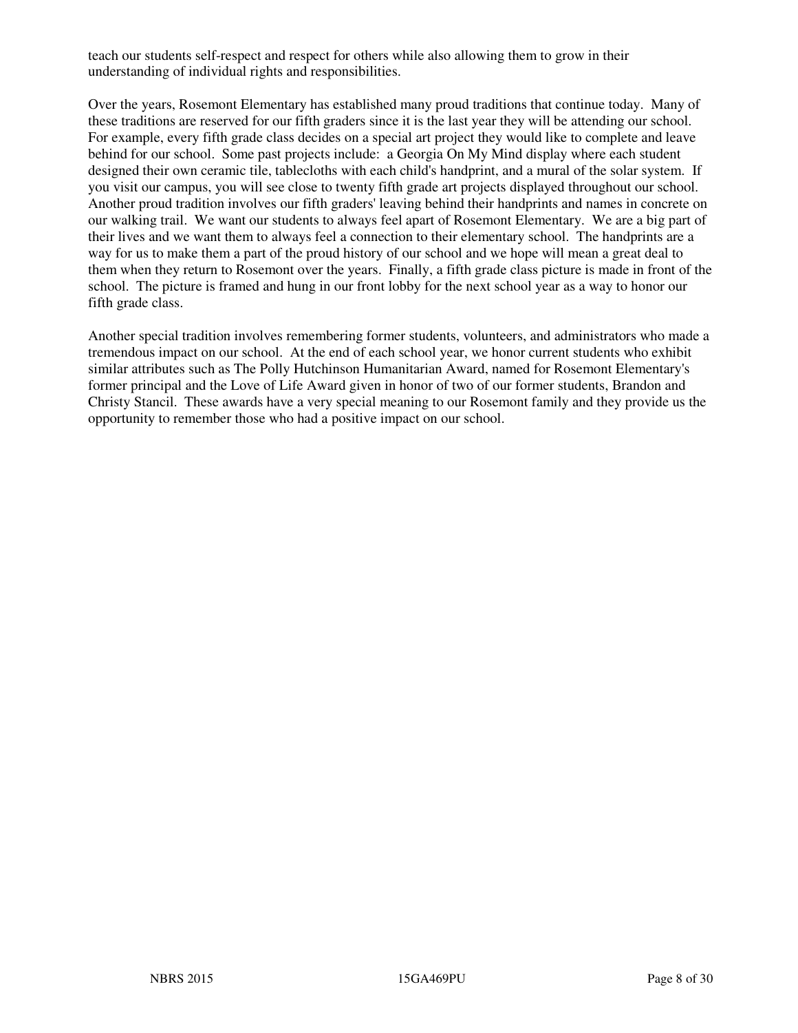teach our students self-respect and respect for others while also allowing them to grow in their understanding of individual rights and responsibilities.

Over the years, Rosemont Elementary has established many proud traditions that continue today. Many of these traditions are reserved for our fifth graders since it is the last year they will be attending our school. For example, every fifth grade class decides on a special art project they would like to complete and leave behind for our school. Some past projects include: a Georgia On My Mind display where each student designed their own ceramic tile, tablecloths with each child's handprint, and a mural of the solar system. If you visit our campus, you will see close to twenty fifth grade art projects displayed throughout our school. Another proud tradition involves our fifth graders' leaving behind their handprints and names in concrete on our walking trail. We want our students to always feel apart of Rosemont Elementary. We are a big part of their lives and we want them to always feel a connection to their elementary school. The handprints are a way for us to make them a part of the proud history of our school and we hope will mean a great deal to them when they return to Rosemont over the years. Finally, a fifth grade class picture is made in front of the school. The picture is framed and hung in our front lobby for the next school year as a way to honor our fifth grade class.

Another special tradition involves remembering former students, volunteers, and administrators who made a tremendous impact on our school. At the end of each school year, we honor current students who exhibit similar attributes such as The Polly Hutchinson Humanitarian Award, named for Rosemont Elementary's former principal and the Love of Life Award given in honor of two of our former students, Brandon and Christy Stancil. These awards have a very special meaning to our Rosemont family and they provide us the opportunity to remember those who had a positive impact on our school.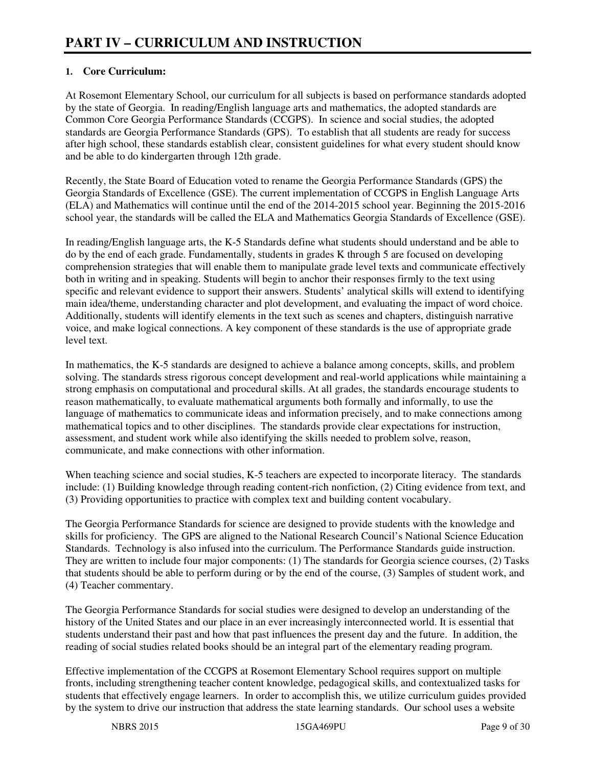# PART IV – CURRICULUM AND INSTRUCTION

**1. Core Curriculum:**

At Rosemont Elementary School, our curriculum for all subjects is based on performance standards adopted by the state of Georgia. In reading/English language arts and mathematics, the adopted standards are Common Core Georgia Performance Standards (CCGPS). In science and social studies, the adopted standards are Georgia Performance Standards (GPS). To establish that all students are ready for success after high school, these standards establish clear, consistent guidelines for what every student should know and be able to do kindergarten through 12th grade.

Recently, the State Board of Education voted to rename the Georgia Performance Standards (GPS) the Georgia Standards of Excellence (GSE). The current implementation of CCGPS in English Language Arts (ELA) and Mathematics will continue until the end of the 2014-2015 school year. Beginning the 2015-2016 school year, the standards will be called the ELA and Mathematics Georgia Standards of Excellence (GSE).

In reading/English language arts, the K-5 Standards define what students should understand and be able to do by the end of each grade. Fundamentally, students in grades K through 5 are focused on developing comprehension strategies that will enable them to manipulate grade level texts and communicate effectively both in writing and in speaking. Students will begin to anchor their responses firmly to the text using specific and relevant evidence to support their answers. Students' analytical skills will extend to identifying main idea/theme, understanding character and plot development, and evaluating the impact of word choice. Additionally, students will identify elements in the text such as scenes and chapters, distinguish narrative voice, and make logical connections. A key component of these standards is the use of appropriate grade level text.

In mathematics, the K-5 standards are designed to achieve a balance among concepts, skills, and problem solving. The standards stress rigorous concept development and real-world applications while maintaining a strong emphasis on computational and procedural skills. At all grades, the standards encourage students to reason mathematically, to evaluate mathematical arguments both formally and informally, to use the language of mathematics to communicate ideas and information precisely, and to make connections among mathematical topics and to other disciplines. The standards provide clear expectations for instruction, assessment, and student work while also identifying the skills needed to problem solve, reason, communicate, and make connections with other information.

When teaching science and social studies, K-5 teachers are expected to incorporate literacy. The standards include: (1) Building knowledge through reading content-rich nonfiction, (2) Citing evidence from text, and (3) Providing opportunities to practice with complex text and building content vocabulary.

The Georgia Performance Standards for science are designed to provide students with the knowledge and skills for proficiency. The GPS are aligned to the National Research Council's National Science Education Standards. Technology is also infused into the curriculum. The Performance Standards guide instruction. They are written to include four major components: (1) The standards for Georgia science courses, (2) Tasks that students should be able to perform during or by the end of the course, (3) Samples of student work, and (4) Teacher commentary.

The Georgia Performance Standards for social studies were designed to develop an understanding of the history of the United States and our place in an ever increasingly interconnected world. It is essential that students understand their past and how that past influences the present day and the future. In addition, the reading of social studies related books should be an integral part of the elementary reading program.

Effective implementation of the CCGPS at Rosemont Elementary School requires support on multiple fronts, including strengthening teacher content knowledge, pedagogical skills, and contextualized tasks for students that effectively engage learners. In order to accomplish this, we utilize curriculum guides provided by the system to drive our instruction that address the state learning standards. Our school uses a website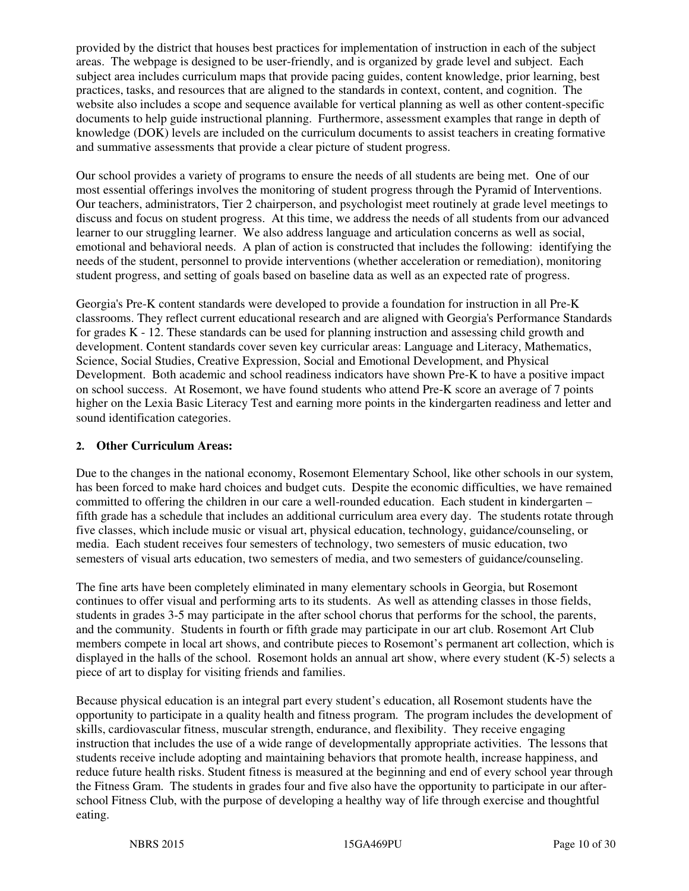provided by the district that houses best practices for implementation of instruction in each of the subject areas. The webpage is designed to be user-friendly, and is organized by grade level and subject. Each subject area includes curriculum maps that provide pacing guides, content knowledge, prior learning, best practices, tasks, and resources that are aligned to the standards in context, content, and cognition. The website also includes a scope and sequence available for vertical planning as well as other content-specific documents to help guide instructional planning. Furthermore, assessment examples that range in depth of knowledge (DOK) levels are included on the curriculum documents to assist teachers in creating formative and summative assessments that provide a clear picture of student progress.

Our school provides a variety of programs to ensure the needs of all students are being met. One of our most essential offerings involves the monitoring of student progress through the Pyramid of Interventions. Our teachers, administrators, Tier 2 chairperson, and psychologist meet routinely at grade level meetings to discuss and focus on student progress. At this time, we address the needs of all students from our advanced learner to our struggling learner. We also address language and articulation concerns as well as social, emotional and behavioral needs. A plan of action is constructed that includes the following: identifying the needs of the student, personnel to provide interventions (whether acceleration or remediation), monitoring student progress, and setting of goals based on baseline data as well as an expected rate of progress.

Georgia's Pre-K content standards were developed to provide a foundation for instruction in all Pre-K classrooms. They reflect current educational research and are aligned with Georgia's Performance Standards for grades K - 12. These standards can be used for planning instruction and assessing child growth and development. Content standards cover seven key curricular areas: Language and Literacy, Mathematics, Science, Social Studies, Creative Expression, Social and Emotional Development, and Physical Development. Both academic and school readiness indicators have shown Pre-K to have a positive impact on school success. At Rosemont, we have found students who attend Pre-K score an average of 7 points higher on the Lexia Basic Literacy Test and earning more points in the kindergarten readiness and letter and sound identification categories.

## 2. Other Curriculum Areas:

Due to the changes in the national economy, Rosemont Elementary School, like other schools in our system, has been forced to make hard choices and budget cuts. Despite the economic difficulties, we have remained committed to offering the children in our care a well-rounded education. Each student in kindergarten – fifth grade has a schedule that includes an additional curriculum area every day. The students rotate through five classes, which include music or visual art, physical education, technology, guidance/counseling, or media. Each student receives four semesters of technology, two semesters of music education, two semesters of visual arts education, two semesters of media, and two semesters of guidance/counseling.

The fine arts have been completely eliminated in many elementary schools in Georgia, but Rosemont continues to offer visual and performing arts to its students. As well as attending classes in those fields, students in grades 3-5 may participate in the after school chorus that performs for the school, the parents, and the community. Students in fourth or fifth grade may participate in our art club. Rosemont Art Club members compete in local art shows, and contribute pieces to Rosemont's permanent art collection, which is displayed in the halls of the school. Rosemont holds an annual art show, where every student (K-5) selects a piece of art to display for visiting friends and families.

Because physical education is an integral part every student's education, all Rosemont students have the opportunity to participate in a quality health and fitness program. The program includes the development of skills, cardiovascular fitness, muscular strength, endurance, and flexibility. They receive engaging instruction that includes the use of a wide range of developmentally appropriate activities. The lessons that students receive include adopting and maintaining behaviors that promote health, increase happiness, and reduce future health risks. Student fitness is measured at the beginning and end of every school year through the Fitness Gram. The students in grades four and five also have the opportunity to participate in our after-school Fitness Club, with the purpose of developing a healthy way of life through exercise and thoughtful eating.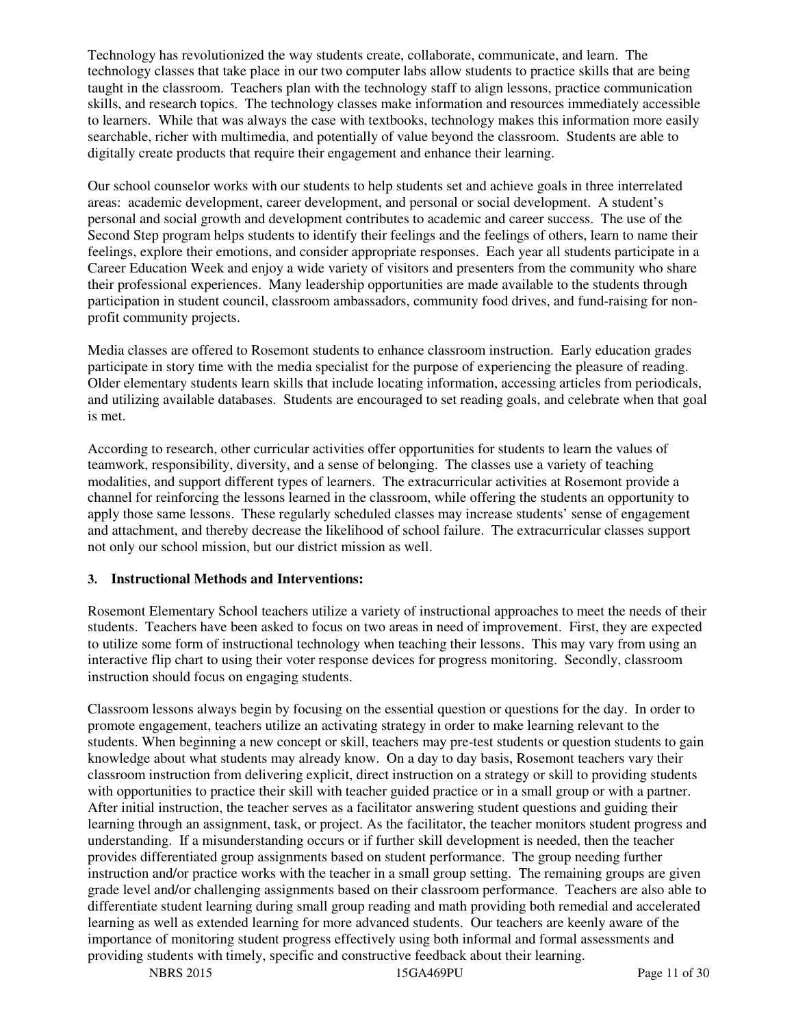Technology has revolutionized the way students create, collaborate, communicate, and learn. The technology classes that take place in our two computer labs allow students to practice skills that are being taught in the classroom. Teachers plan with the technology staff to align lessons, practice communication skills, and research topics. The technology classes make information and resources immediately accessible to learners. While that was always the case with textbooks, technology makes this information more easily searchable, richer with multimedia, and potentially of value beyond the classroom. Students are able to digitally create products that require their engagement and enhance their learning.

Our school counselor works with our students to help students set and achieve goals in three interrelated areas: academic development, career development, and personal or social development. A student's personal and social growth and development contributes to academic and career success. The use of the Second Step program helps students to identify their feelings and the feelings of others, learn to name their feelings, explore their emotions, and consider appropriate responses. Each year all students participate in a Career Education Week and enjoy a wide variety of visitors and presenters from the community who share their professional experiences. Many leadership opportunities are made available to the students through participation in student council, classroom ambassadors, community food drives, and fund-raising for non-profit community projects.

Media classes are offered to Rosemont students to enhance classroom instruction. Early education grades participate in story time with the media specialist for the purpose of experiencing the pleasure of reading. Older elementary students learn skills that include locating information, accessing articles from periodicals, and utilizing available databases. Students are encouraged to set reading goals, and celebrate when that goal is met.

According to research, other curricular activities offer opportunities for students to learn the values of teamwork, responsibility, diversity, and a sense of belonging. The classes use a variety of teaching modalities, and support different types of learners. The extracurricular activities at Rosemont provide a channel for reinforcing the lessons learned in the classroom, while offering the students an opportunity to apply those same lessons. These regularly scheduled classes may increase students' sense of engagement and attachment, and thereby decrease the likelihood of school failure. The extracurricular classes support not only our school mission, but our district mission as well.

### 3. Instructional Methods and Interventions:

Rosemont Elementary School teachers utilize a variety of instructional approaches to meet the needs of their students. Teachers have been asked to focus on two areas in need of improvement. First, they are expected to utilize some form of instructional technology when teaching their lessons. This may vary from using an interactive flip chart to using their voter response devices for progress monitoring. Secondly, classroom instruction should focus on engaging students.

Classroom lessons always begin by focusing on the essential question or questions for the day. In order to promote engagement, teachers utilize an activating strategy in order to make learning relevant to the students. When beginning a new concept or skill, teachers may pre-test students or question students to gain knowledge about what students may already know. On a day to day basis, Rosemont teachers vary their classroom instruction from delivering explicit, direct instruction on a strategy or skill to providing students with opportunities to practice their skill with teacher guided practice or in a small group or with a partner. After initial instruction, the teacher serves as a facilitator answering student questions and guiding their learning through an assignment, task, or project. As the facilitator, the teacher monitors student progress and understanding. If a misunderstanding occurs or if further skill development is needed, then the teacher provides differentiated group assignments based on student performance. The group needing further instruction and/or practice works with the teacher in a small group setting. The remaining groups are given grade level and/or challenging assignments based on their classroom performance. Teachers are also able to differentiate student learning during small group reading and math providing both remedial and accelerated learning as well as extended learning for more advanced students. Our teachers are keenly aware of the importance of monitoring student progress effectively using both informal and formal assessments and providing students with timely, specific and constructive feedback about their learning.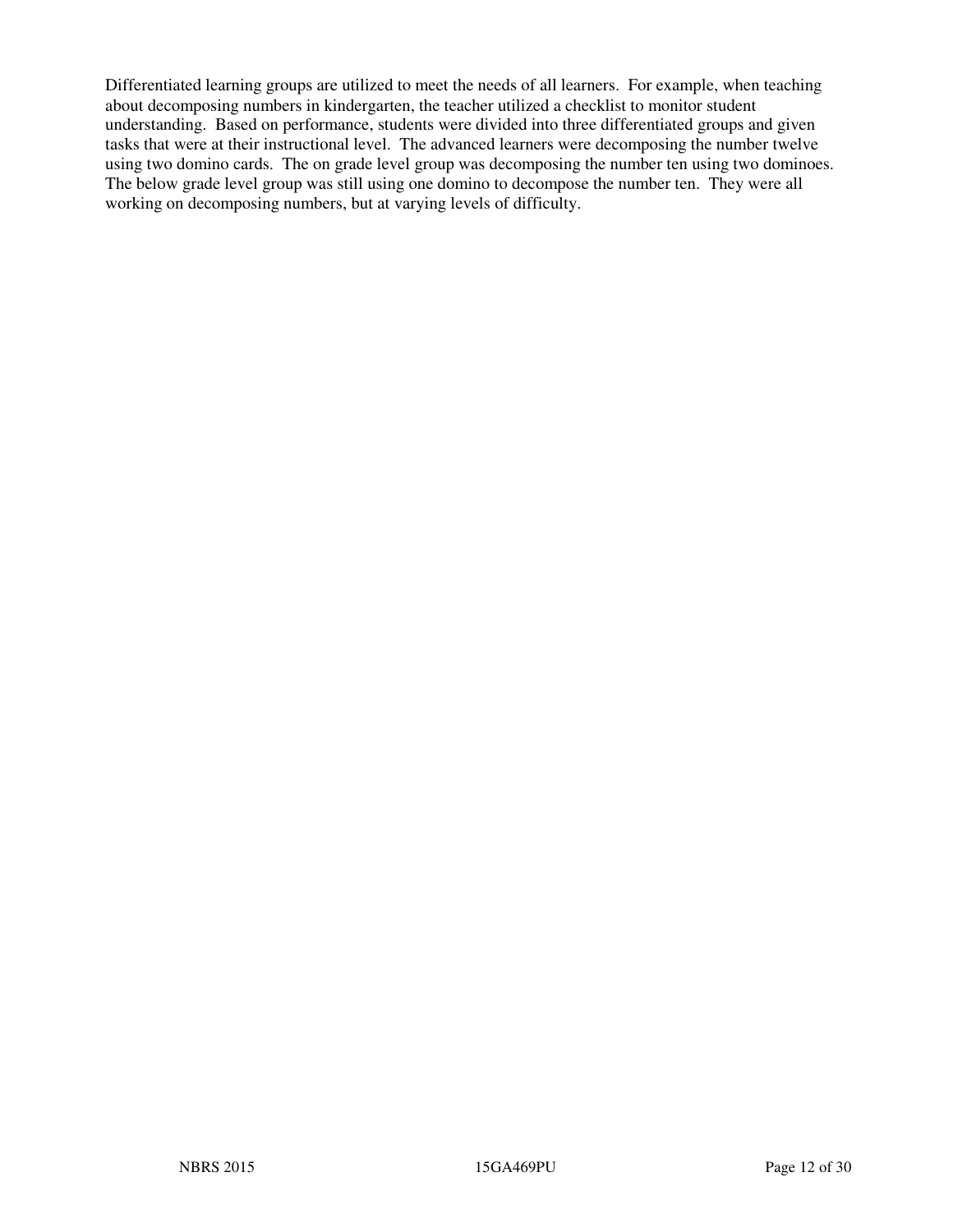Differentiated learning groups are utilized to meet the needs of all learners. For example, when teaching about decomposing numbers in kindergarten, the teacher utilized a checklist to monitor student understanding. Based on performance, students were divided into three differentiated groups and given tasks that were at their instructional level. The advanced learners were decomposing the number twelve using two domino cards. The on grade level group was decomposing the number ten using two dominoes. The below grade level group was still using one domino to decompose the number ten. They were all working on decomposing numbers, but at varying levels of difficulty.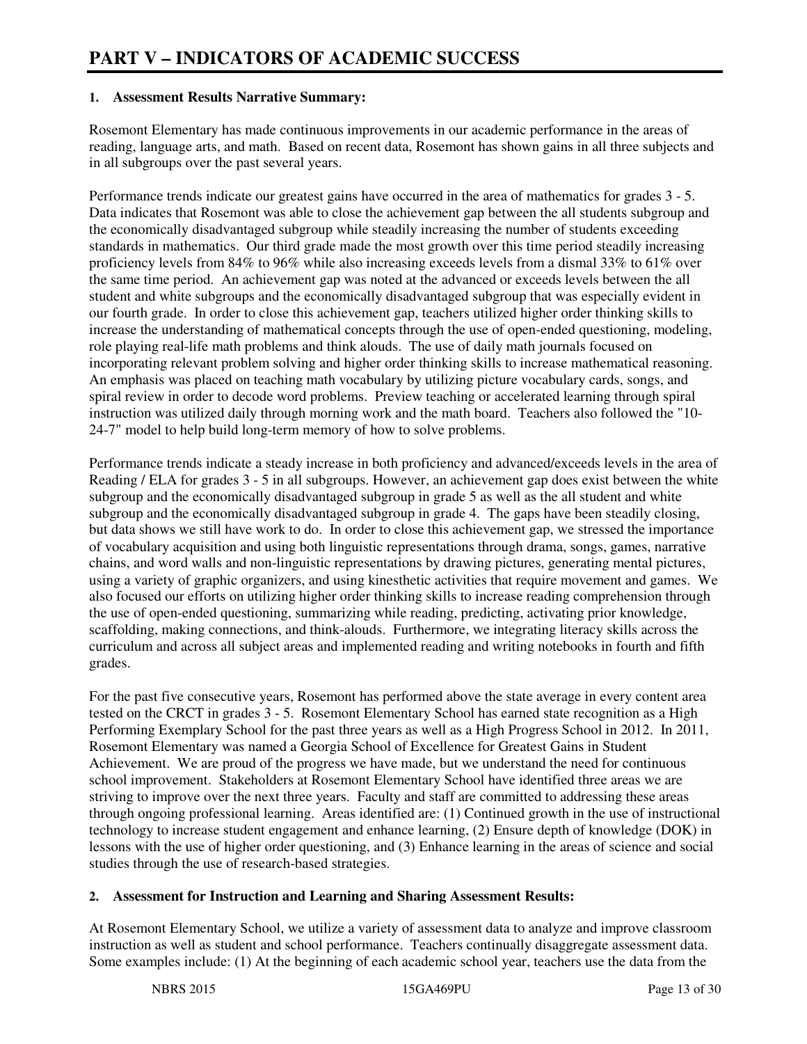# PART V – INDICATORS OF ACADEMIC SUCCESS

**1. Assessment Results Narrative Summary:**

Rosemont Elementary has made continuous improvements in our academic performance in the areas of reading, language arts, and math. Based on recent data, Rosemont has shown gains in all three subjects and in all subgroups over the past several years.

Performance trends indicate our greatest gains have occurred in the area of mathematics for grades 3 - 5. Data indicates that Rosemont was able to close the achievement gap between the all students subgroup and the economically disadvantaged subgroup while steadily increasing the number of students exceeding standards in mathematics. Our third grade made the most growth over this time period steadily increasing proficiency levels from 84% to 96% while also increasing exceeds levels from a dismal 33% to 61% over the same time period. An achievement gap was noted at the advanced or exceeds levels between the all student and white subgroups and the economically disadvantaged subgroup that was especially evident in our fourth grade. In order to close this achievement gap, teachers utilized higher order thinking skills to increase the understanding of mathematical concepts through the use of open-ended questioning, modeling, role playing real-life math problems and think alouds. The use of daily math journals focused on incorporating relevant problem solving and higher order thinking skills to increase mathematical reasoning. An emphasis was placed on teaching math vocabulary by utilizing picture vocabulary cards, songs, and spiral review in order to decode word problems. Preview teaching or accelerated learning through spiral instruction was utilized daily through morning work and the math board. Teachers also followed the "10-24-7" model to help build long-term memory of how to solve problems.

Performance trends indicate a steady increase in both proficiency and advanced/exceeds levels in the area of Reading / ELA for grades 3 - 5 in all subgroups. However, an achievement gap does exist between the white subgroup and the economically disadvantaged subgroup in grade 5 as well as the all student and white subgroup and the economically disadvantaged subgroup in grade 4. The gaps have been steadily closing, but data shows we still have work to do. In order to close this achievement gap, we stressed the importance of vocabulary acquisition and using both linguistic representations through drama, songs, games, narrative chains, and word walls and non-linguistic representations by drawing pictures, generating mental pictures, using a variety of graphic organizers, and using kinesthetic activities that require movement and games. We also focused our efforts on utilizing higher order thinking skills to increase reading comprehension through the use of open-ended questioning, summarizing while reading, predicting, activating prior knowledge, scaffolding, making connections, and think-alouds. Furthermore, we integrating literacy skills across the curriculum and across all subject areas and implemented reading and writing notebooks in fourth and fifth grades.

For the past five consecutive years, Rosemont has performed above the state average in every content area tested on the CRCT in grades 3 - 5. Rosemont Elementary School has earned state recognition as a High Performing Exemplary School for the past three years as well as a High Progress School in 2012. In 2011, Rosemont Elementary was named a Georgia School of Excellence for Greatest Gains in Student Achievement. We are proud of the progress we have made, but we understand the need for continuous school improvement. Stakeholders at Rosemont Elementary School have identified three areas we are striving to improve over the next three years. Faculty and staff are committed to addressing these areas through ongoing professional learning. Areas identified are: (1) Continued growth in the use of instructional technology to increase student engagement and enhance learning, (2) Ensure depth of knowledge (DOK) in lessons with the use of higher order questioning, and (3) Enhance learning in the areas of science and social studies through the use of research-based strategies.

**2. Assessment for Instruction and Learning and Sharing Assessment Results:**

At Rosemont Elementary School, we utilize a variety of assessment data to analyze and improve classroom instruction as well as student and school performance. Teachers continually disaggregate assessment data. Some examples include: (1) At the beginning of each academic school year, teachers use the data from the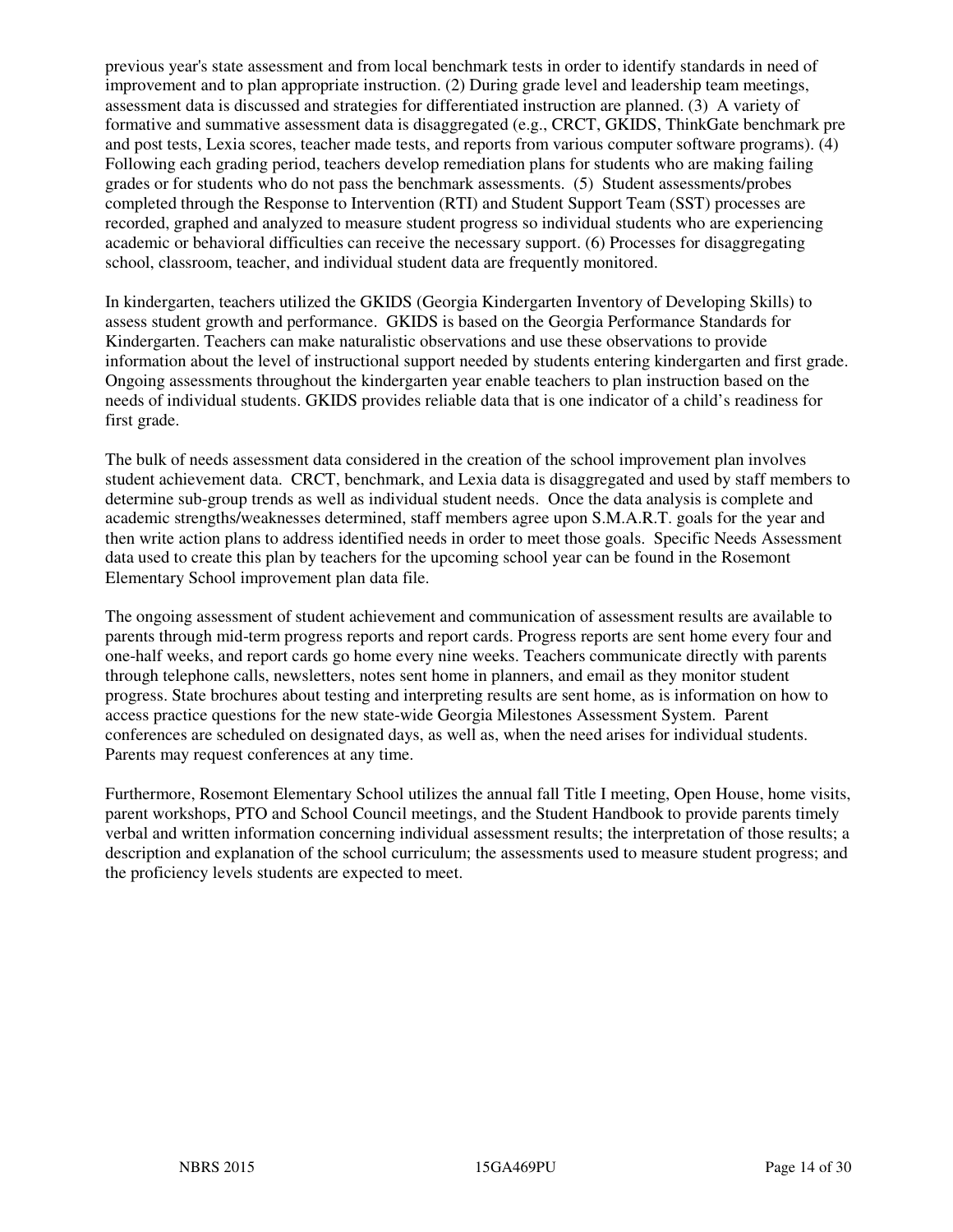previous year's state assessment and from local benchmark tests in order to identify standards in need of improvement and to plan appropriate instruction. (2) During grade level and leadership team meetings, assessment data is discussed and strategies for differentiated instruction are planned. (3) A variety of formative and summative assessment data is disaggregated (e.g., CRCT, GKIDS, ThinkGate benchmark pre and post tests, Lexia scores, teacher made tests, and reports from various computer software programs). (4) Following each grading period, teachers develop remediation plans for students who are making failing grades or for students who do not pass the benchmark assessments. (5) Student assessments/probes completed through the Response to Intervention (RTI) and Student Support Team (SST) processes are recorded, graphed and analyzed to measure student progress so individual students who are experiencing academic or behavioral difficulties can receive the necessary support. (6) Processes for disaggregating school, classroom, teacher, and individual student data are frequently monitored.

In kindergarten, teachers utilized the GKIDS (Georgia Kindergarten Inventory of Developing Skills) to assess student growth and performance. GKIDS is based on the Georgia Performance Standards for Kindergarten. Teachers can make naturalistic observations and use these observations to provide information about the level of instructional support needed by students entering kindergarten and first grade. Ongoing assessments throughout the kindergarten year enable teachers to plan instruction based on the needs of individual students. GKIDS provides reliable data that is one indicator of a child's readiness for first grade.

The bulk of needs assessment data considered in the creation of the school improvement plan involves student achievement data. CRCT, benchmark, and Lexia data is disaggregated and used by staff members to determine sub-group trends as well as individual student needs. Once the data analysis is complete and academic strengths/weaknesses determined, staff members agree upon S.M.A.R.T. goals for the year and then write action plans to address identified needs in order to meet those goals. Specific Needs Assessment data used to create this plan by teachers for the upcoming school year can be found in the Rosemont Elementary School improvement plan data file.

The ongoing assessment of student achievement and communication of assessment results are available to parents through mid-term progress reports and report cards. Progress reports are sent home every four and one-half weeks, and report cards go home every nine weeks. Teachers communicate directly with parents through telephone calls, newsletters, notes sent home in planners, and email as they monitor student progress. State brochures about testing and interpreting results are sent home, as is information on how to access practice questions for the new state-wide Georgia Milestones Assessment System. Parent conferences are scheduled on designated days, as well as, when the need arises for individual students. Parents may request conferences at any time.

Furthermore, Rosemont Elementary School utilizes the annual fall Title I meeting, Open House, home visits, parent workshops, PTO and School Council meetings, and the Student Handbook to provide parents timely verbal and written information concerning individual assessment results; the interpretation of those results; a description and explanation of the school curriculum; the assessments used to measure student progress; and the proficiency levels students are expected to meet.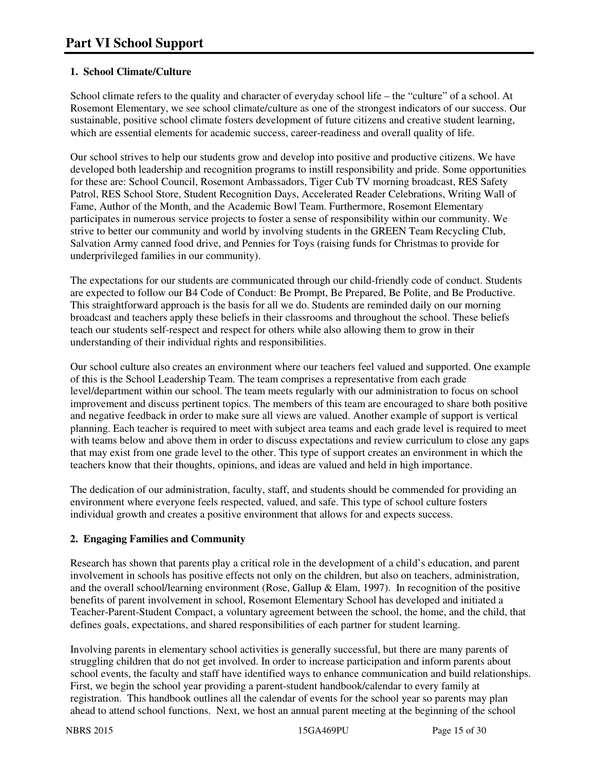# Part VI School Support

**1. School Climate/Culture**

School climate refers to the quality and character of everyday school life – the "culture" of a school. At Rosemont Elementary, we see school climate/culture as one of the strongest indicators of our success. Our sustainable, positive school climate fosters development of future citizens and creative student learning, which are essential elements for academic success, career-readiness and overall quality of life.

Our school strives to help our students grow and develop into positive and productive citizens. We have developed both leadership and recognition programs to instill responsibility and pride. Some opportunities for these are: School Council, Rosemont Ambassadors, Tiger Cub TV morning broadcast, RES Safety Patrol, RES School Store, Student Recognition Days, Accelerated Reader Celebrations, Writing Wall of Fame, Author of the Month, and the Academic Bowl Team. Furthermore, Rosemont Elementary participates in numerous service projects to foster a sense of responsibility within our community. We strive to better our community and world by involving students in the GREEN Team Recycling Club, Salvation Army canned food drive, and Pennies for Toys (raising funds for Christmas to provide for underprivileged families in our community).

The expectations for our students are communicated through our child-friendly code of conduct. Students are expected to follow our B4 Code of Conduct: Be Prompt, Be Prepared, Be Polite, and Be Productive. This straightforward approach is the basis for all we do. Students are reminded daily on our morning broadcast and teachers apply these beliefs in their classrooms and throughout the school. These beliefs teach our students self-respect and respect for others while also allowing them to grow in their understanding of their individual rights and responsibilities.

Our school culture also creates an environment where our teachers feel valued and supported. One example of this is the School Leadership Team. The team comprises a representative from each grade level/department within our school. The team meets regularly with our administration to focus on school improvement and discuss pertinent topics. The members of this team are encouraged to share both positive and negative feedback in order to make sure all views are valued. Another example of support is vertical planning. Each teacher is required to meet with subject area teams and each grade level is required to meet with teams below and above them in order to discuss expectations and review curriculum to close any gaps that may exist from one grade level to the other. This type of support creates an environment in which the teachers know that their thoughts, opinions, and ideas are valued and held in high importance.

The dedication of our administration, faculty, staff, and students should be commended for providing an environment where everyone feels respected, valued, and safe. This type of school culture fosters individual growth and creates a positive environment that allows for and expects success.

**2. Engaging Families and Community**

Research has shown that parents play a critical role in the development of a child's education, and parent involvement in schools has positive effects not only on the children, but also on teachers, administration, and the overall school/learning environment (Rose, Gallup & Elam, 1997). In recognition of the positive benefits of parent involvement in school, Rosemont Elementary School has developed and initiated a Teacher-Parent-Student Compact, a voluntary agreement between the school, the home, and the child, that defines goals, expectations, and shared responsibilities of each partner for student learning.

Involving parents in elementary school activities is generally successful, but there are many parents of struggling children that do not get involved. In order to increase participation and inform parents about school events, the faculty and staff have identified ways to enhance communication and build relationships. First, we begin the school year providing a parent-student handbook/calendar to every family at registration. This handbook outlines all the calendar of events for the school year so parents may plan ahead to attend school functions. Next, we host an annual parent meeting at the beginning of the school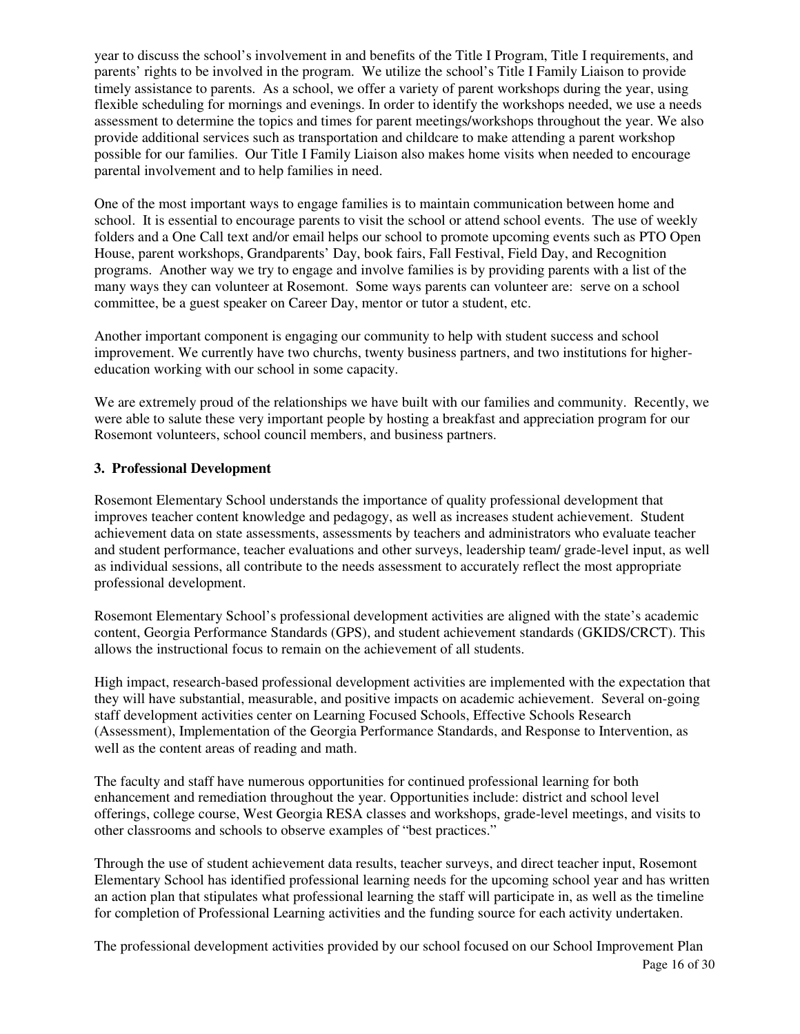year to discuss the school's involvement in and benefits of the Title I Program, Title I requirements, and parents' rights to be involved in the program. We utilize the school's Title I Family Liaison to provide timely assistance to parents. As a school, we offer a variety of parent workshops during the year, using flexible scheduling for mornings and evenings. In order to identify the workshops needed, we use a needs assessment to determine the topics and times for parent meetings/workshops throughout the year. We also provide additional services such as transportation and childcare to make attending a parent workshop possible for our families. Our Title I Family Liaison also makes home visits when needed to encourage parental involvement and to help families in need.

One of the most important ways to engage families is to maintain communication between home and school. It is essential to encourage parents to visit the school or attend school events. The use of weekly folders and a One Call text and/or email helps our school to promote upcoming events such as PTO Open House, parent workshops, Grandparents' Day, book fairs, Fall Festival, Field Day, and Recognition programs. Another way we try to engage and involve families is by providing parents with a list of the many ways they can volunteer at Rosemont. Some ways parents can volunteer are: serve on a school committee, be a guest speaker on Career Day, mentor or tutor a student, etc.

Another important component is engaging our community to help with student success and school improvement. We currently have two churchs, twenty business partners, and two institutions for higher-education working with our school in some capacity.

We are extremely proud of the relationships we have built with our families and community. Recently, we were able to salute these very important people by hosting a breakfast and appreciation program for our Rosemont volunteers, school council members, and business partners.

### 3. Professional Development

Rosemont Elementary School understands the importance of quality professional development that improves teacher content knowledge and pedagogy, as well as increases student achievement. Student achievement data on state assessments, assessments by teachers and administrators who evaluate teacher and student performance, teacher evaluations and other surveys, leadership team/ grade-level input, as well as individual sessions, all contribute to the needs assessment to accurately reflect the most appropriate professional development.

Rosemont Elementary School's professional development activities are aligned with the state's academic content, Georgia Performance Standards (GPS), and student achievement standards (GKIDS/CRCT). This allows the instructional focus to remain on the achievement of all students.

High impact, research-based professional development activities are implemented with the expectation that they will have substantial, measurable, and positive impacts on academic achievement. Several on-going staff development activities center on Learning Focused Schools, Effective Schools Research (Assessment), Implementation of the Georgia Performance Standards, and Response to Intervention, as well as the content areas of reading and math.

The faculty and staff have numerous opportunities for continued professional learning for both enhancement and remediation throughout the year. Opportunities include: district and school level offerings, college course, West Georgia RESA classes and workshops, grade-level meetings, and visits to other classrooms and schools to observe examples of "best practices."

Through the use of student achievement data results, teacher surveys, and direct teacher input, Rosemont Elementary School has identified professional learning needs for the upcoming school year and has written an action plan that stipulates what professional learning the staff will participate in, as well as the timeline for completion of Professional Learning activities and the funding source for each activity undertaken.

The professional development activities provided by our school focused on our School Improvement Plan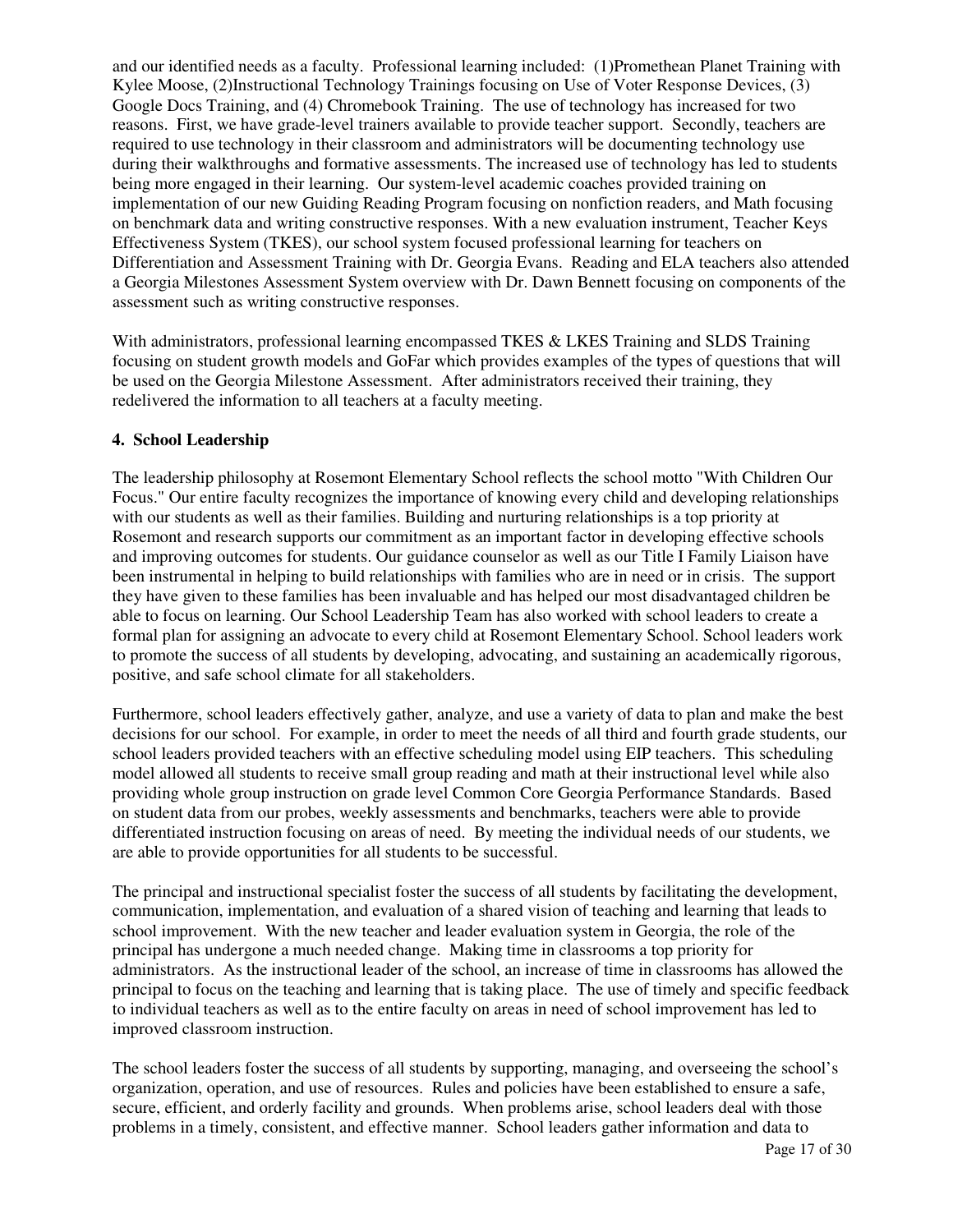and our identified needs as a faculty. Professional learning included: (1)Promethean Planet Training with Kylee Moose, (2)Instructional Technology Trainings focusing on Use of Voter Response Devices, (3) Google Docs Training, and (4) Chromebook Training. The use of technology has increased for two reasons. First, we have grade-level trainers available to provide teacher support. Secondly, teachers are required to use technology in their classroom and administrators will be documenting technology use during their walkthroughs and formative assessments. The increased use of technology has led to students being more engaged in their learning. Our system-level academic coaches provided training on implementation of our new Guiding Reading Program focusing on nonfiction readers, and Math focusing on benchmark data and writing constructive responses. With a new evaluation instrument, Teacher Keys Effectiveness System (TKES), our school system focused professional learning for teachers on Differentiation and Assessment Training with Dr. Georgia Evans. Reading and ELA teachers also attended a Georgia Milestones Assessment System overview with Dr. Dawn Bennett focusing on components of the assessment such as writing constructive responses.

With administrators, professional learning encompassed TKES & LKES Training and SLDS Training focusing on student growth models and GoFar which provides examples of the types of questions that will be used on the Georgia Milestone Assessment. After administrators received their training, they redelivered the information to all teachers at a faculty meeting.

**4. School Leadership**

The leadership philosophy at Rosemont Elementary School reflects the school motto "With Children Our Focus." Our entire faculty recognizes the importance of knowing every child and developing relationships with our students as well as their families. Building and nurturing relationships is a top priority at Rosemont and research supports our commitment as an important factor in developing effective schools and improving outcomes for students. Our guidance counselor as well as our Title I Family Liaison have been instrumental in helping to build relationships with families who are in need or in crisis. The support they have given to these families has been invaluable and has helped our most disadvantaged children be able to focus on learning. Our School Leadership Team has also worked with school leaders to create a formal plan for assigning an advocate to every child at Rosemont Elementary School. School leaders work to promote the success of all students by developing, advocating, and sustaining an academically rigorous, positive, and safe school climate for all stakeholders.

Furthermore, school leaders effectively gather, analyze, and use a variety of data to plan and make the best decisions for our school. For example, in order to meet the needs of all third and fourth grade students, our school leaders provided teachers with an effective scheduling model using EIP teachers. This scheduling model allowed all students to receive small group reading and math at their instructional level while also providing whole group instruction on grade level Common Core Georgia Performance Standards. Based on student data from our probes, weekly assessments and benchmarks, teachers were able to provide differentiated instruction focusing on areas of need. By meeting the individual needs of our students, we are able to provide opportunities for all students to be successful.

The principal and instructional specialist foster the success of all students by facilitating the development, communication, implementation, and evaluation of a shared vision of teaching and learning that leads to school improvement. With the new teacher and leader evaluation system in Georgia, the role of the principal has undergone a much needed change. Making time in classrooms a top priority for administrators. As the instructional leader of the school, an increase of time in classrooms has allowed the principal to focus on the teaching and learning that is taking place. The use of timely and specific feedback to individual teachers as well as to the entire faculty on areas in need of school improvement has led to improved classroom instruction.

The school leaders foster the success of all students by supporting, managing, and overseeing the school's organization, operation, and use of resources. Rules and policies have been established to ensure a safe, secure, efficient, and orderly facility and grounds. When problems arise, school leaders deal with those problems in a timely, consistent, and effective manner. School leaders gather information and data to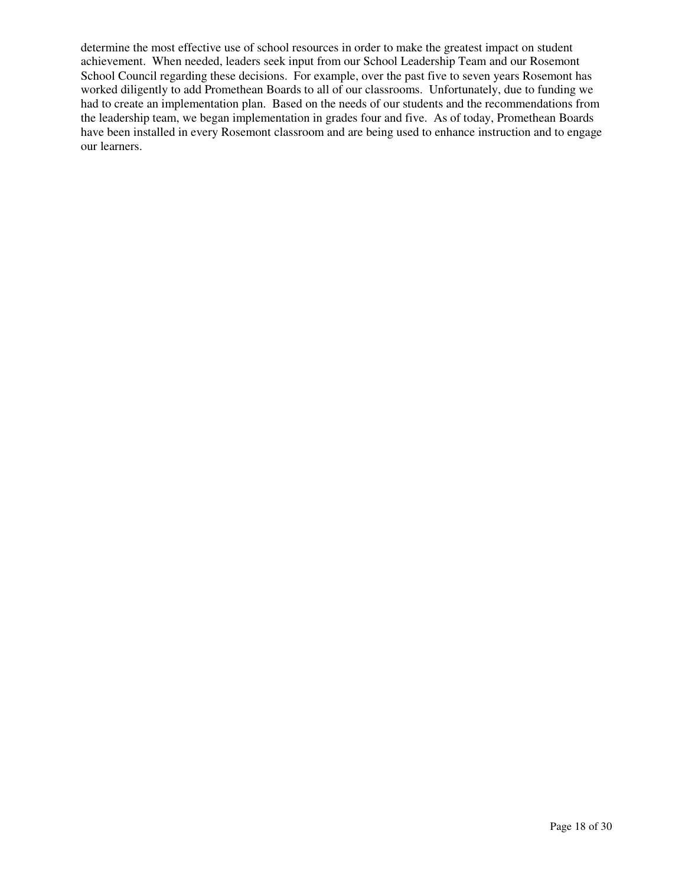determine the most effective use of school resources in order to make the greatest impact on student achievement. When needed, leaders seek input from our School Leadership Team and our Rosemont School Council regarding these decisions. For example, over the past five to seven years Rosemont has worked diligently to add Promethean Boards to all of our classrooms. Unfortunately, due to funding we had to create an implementation plan. Based on the needs of our students and the recommendations from the leadership team, we began implementation in grades four and five. As of today, Promethean Boards have been installed in every Rosemont classroom and are being used to enhance instruction and to engage our learners.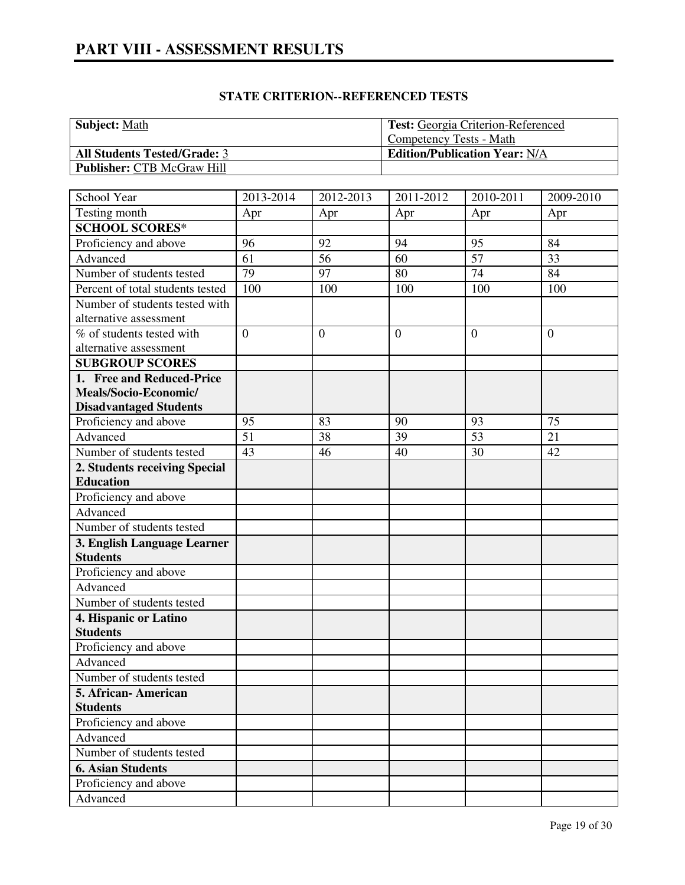# PART VIII - ASSESSMENT RESULTS

## STATE CRITERION--REFERENCED TESTS

| **Subject:** Math | **Test:** Georgia Criterion-Referenced Competency Tests - Math |
|---|---|
| **All Students Tested/Grade:** 3 | **Edition/Publication Year:** N/A |
| **Publisher:** CTB McGraw Hill | |

| School Year | 2013-2014 | 2012-2013 | 2011-2012 | 2010-2011 | 2009-2010 |
|---|---|---|---|---|---|
| Testing month | Apr | Apr | Apr | Apr | Apr |
| **SCHOOL SCORES*** | | | | | |
| Proficiency and above | 96 | 92 | 94 | 95 | 84 |
| Advanced | 61 | 56 | 60 | 57 | 33 |
| Number of students tested | 79 | 97 | 80 | 74 | 84 |
| Percent of total students tested | 100 | 100 | 100 | 100 | 100 |
| Number of students tested with alternative assessment | | | | | |
| % of students tested with alternative assessment | 0 | 0 | 0 | 0 | 0 |
| **SUBGROUP SCORES** | | | | | |
| **1. Free and Reduced-Price Meals/Socio-Economic/ Disadvantaged Students** | | | | | |
| Proficiency and above | 95 | 83 | 90 | 93 | 75 |
| Advanced | 51 | 38 | 39 | 53 | 21 |
| Number of students tested | 43 | 46 | 40 | 30 | 42 |
| **2. Students receiving Special Education** | | | | | |
| Proficiency and above | | | | | |
| Advanced | | | | | |
| Number of students tested | | | | | |
| **3. English Language Learner Students** | | | | | |
| Proficiency and above | | | | | |
| Advanced | | | | | |
| Number of students tested | | | | | |
| **4. Hispanic or Latino Students** | | | | | |
| Proficiency and above | | | | | |
| Advanced | | | | | |
| Number of students tested | | | | | |
| **5. African- American Students** | | | | | |
| Proficiency and above | | | | | |
| Advanced | | | | | |
| Number of students tested | | | | | |
| **6. Asian Students** | | | | | |
| Proficiency and above | | | | | |
| Advanced | | | | | |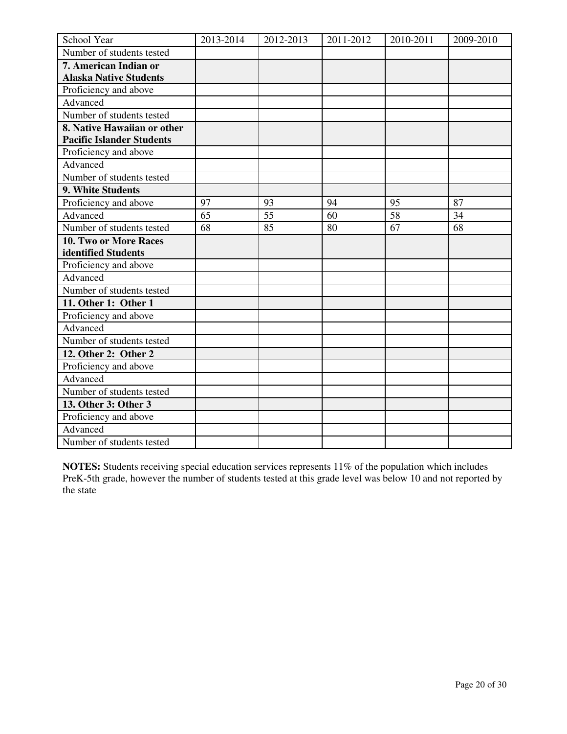| School Year | 2013-2014 | 2012-2013 | 2011-2012 | 2010-2011 | 2009-2010 |
|---|---|---|---|---|---|
| Number of students tested | | | | | |
| **7. American Indian or Alaska Native Students** | | | | | |
| Proficiency and above | | | | | |
| Advanced | | | | | |
| Number of students tested | | | | | |
| **8. Native Hawaiian or other Pacific Islander Students** | | | | | |
| Proficiency and above | | | | | |
| Advanced | | | | | |
| Number of students tested | | | | | |
| **9. White Students** | | | | | |
| Proficiency and above | 97 | 93 | 94 | 95 | 87 |
| Advanced | 65 | 55 | 60 | 58 | 34 |
| Number of students tested | 68 | 85 | 80 | 67 | 68 |
| **10. Two or More Races identified Students** | | | | | |
| Proficiency and above | | | | | |
| Advanced | | | | | |
| Number of students tested | | | | | |
| **11. Other 1: Other 1** | | | | | |
| Proficiency and above | | | | | |
| Advanced | | | | | |
| Number of students tested | | | | | |
| **12. Other 2: Other 2** | | | | | |
| Proficiency and above | | | | | |
| Advanced | | | | | |
| Number of students tested | | | | | |
| **13. Other 3: Other 3** | | | | | |
| Proficiency and above | | | | | |
| Advanced | | | | | |
| Number of students tested | | | | | |

**NOTES:** Students receiving special education services represents 11% of the population which includes PreK-5th grade, however the number of students tested at this grade level was below 10 and not reported by the state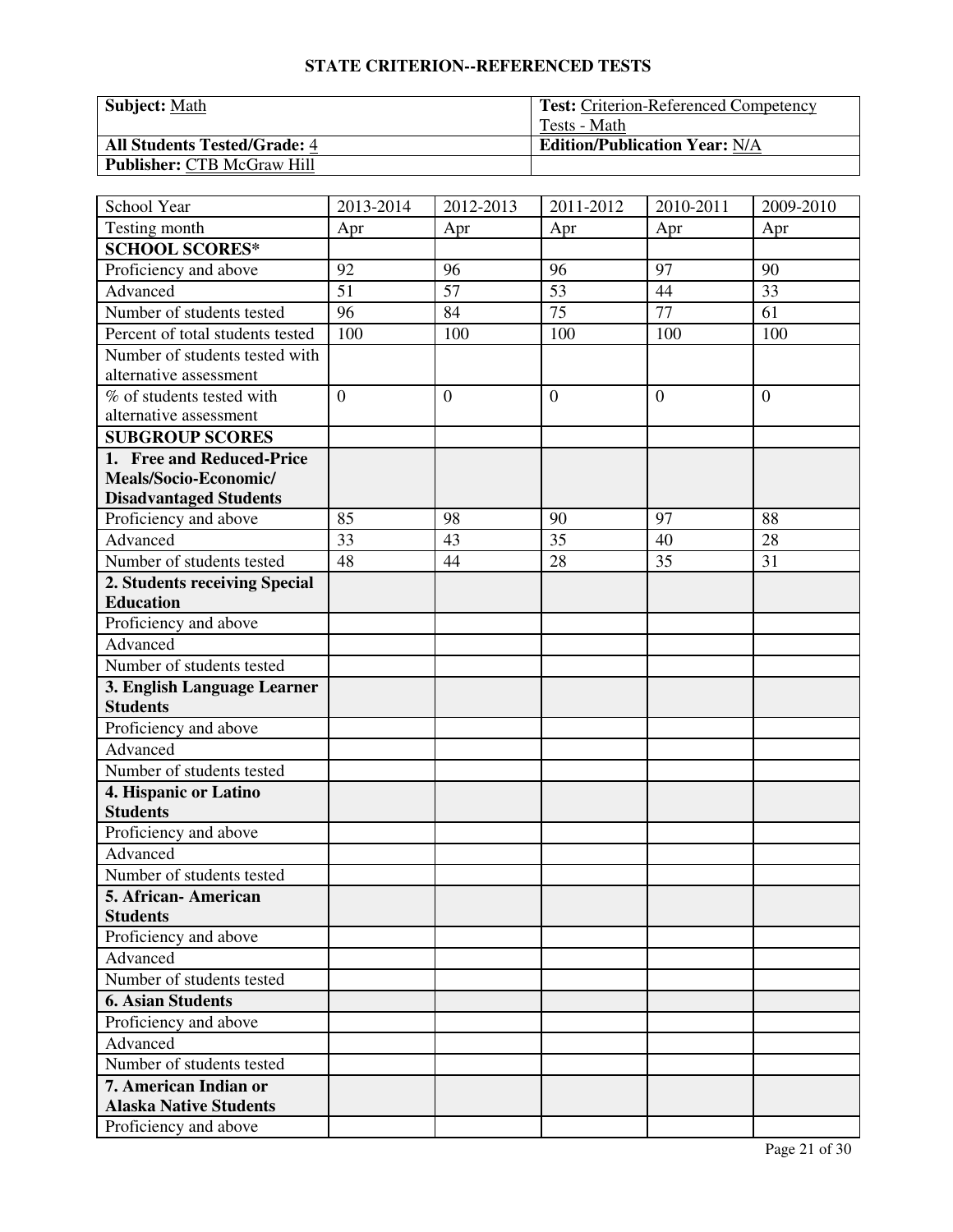## STATE CRITERION--REFERENCED TESTS

| **Subject:** Math | **Test:** Criterion-Referenced Competency Tests - Math |
|---|---|
| **All Students Tested/Grade:** 4 | **Edition/Publication Year:** N/A |
| **Publisher:** CTB McGraw Hill | |

| School Year | 2013-2014 | 2012-2013 | 2011-2012 | 2010-2011 | 2009-2010 |
|---|---|---|---|---|---|
| Testing month | Apr | Apr | Apr | Apr | Apr |
| **SCHOOL SCORES*** | | | | | |
| Proficiency and above | 92 | 96 | 96 | 97 | 90 |
| Advanced | 51 | 57 | 53 | 44 | 33 |
| Number of students tested | 96 | 84 | 75 | 77 | 61 |
| Percent of total students tested | 100 | 100 | 100 | 100 | 100 |
| Number of students tested with alternative assessment | | | | | |
| % of students tested with alternative assessment | 0 | 0 | 0 | 0 | 0 |
| **SUBGROUP SCORES** | | | | | |
| **1. Free and Reduced-Price Meals/Socio-Economic/ Disadvantaged Students** | | | | | |
| Proficiency and above | 85 | 98 | 90 | 97 | 88 |
| Advanced | 33 | 43 | 35 | 40 | 28 |
| Number of students tested | 48 | 44 | 28 | 35 | 31 |
| **2. Students receiving Special Education** | | | | | |
| Proficiency and above | | | | | |
| Advanced | | | | | |
| Number of students tested | | | | | |
| **3. English Language Learner Students** | | | | | |
| Proficiency and above | | | | | |
| Advanced | | | | | |
| Number of students tested | | | | | |
| **4. Hispanic or Latino Students** | | | | | |
| Proficiency and above | | | | | |
| Advanced | | | | | |
| Number of students tested | | | | | |
| **5. African- American Students** | | | | | |
| Proficiency and above | | | | | |
| Advanced | | | | | |
| Number of students tested | | | | | |
| **6. Asian Students** | | | | | |
| Proficiency and above | | | | | |
| Advanced | | | | | |
| Number of students tested | | | | | |
| **7. American Indian or Alaska Native Students** | | | | | |
| Proficiency and above | | | | | |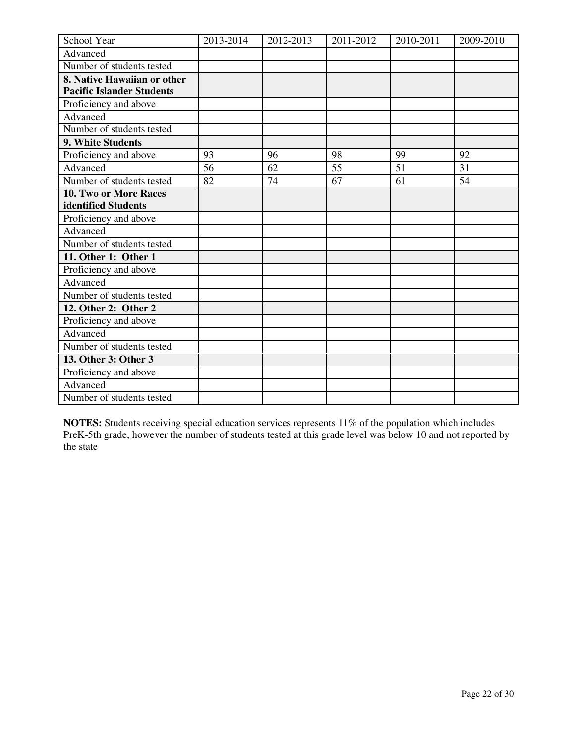| School Year | 2013-2014 | 2012-2013 | 2011-2012 | 2010-2011 | 2009-2010 |
|---|---|---|---|---|---|
| Advanced | | | | | |
| Number of students tested | | | | | |
| **8. Native Hawaiian or other Pacific Islander Students** | | | | | |
| Proficiency and above | | | | | |
| Advanced | | | | | |
| Number of students tested | | | | | |
| **9. White Students** | | | | | |
| Proficiency and above | 93 | 96 | 98 | 99 | 92 |
| Advanced | 56 | 62 | 55 | 51 | 31 |
| Number of students tested | 82 | 74 | 67 | 61 | 54 |
| **10. Two or More Races identified Students** | | | | | |
| Proficiency and above | | | | | |
| Advanced | | | | | |
| Number of students tested | | | | | |
| **11. Other 1: Other 1** | | | | | |
| Proficiency and above | | | | | |
| Advanced | | | | | |
| Number of students tested | | | | | |
| **12. Other 2: Other 2** | | | | | |
| Proficiency and above | | | | | |
| Advanced | | | | | |
| Number of students tested | | | | | |
| **13. Other 3: Other 3** | | | | | |
| Proficiency and above | | | | | |
| Advanced | | | | | |
| Number of students tested | | | | | |

**NOTES:** Students receiving special education services represents 11% of the population which includes PreK-5th grade, however the number of students tested at this grade level was below 10 and not reported by the state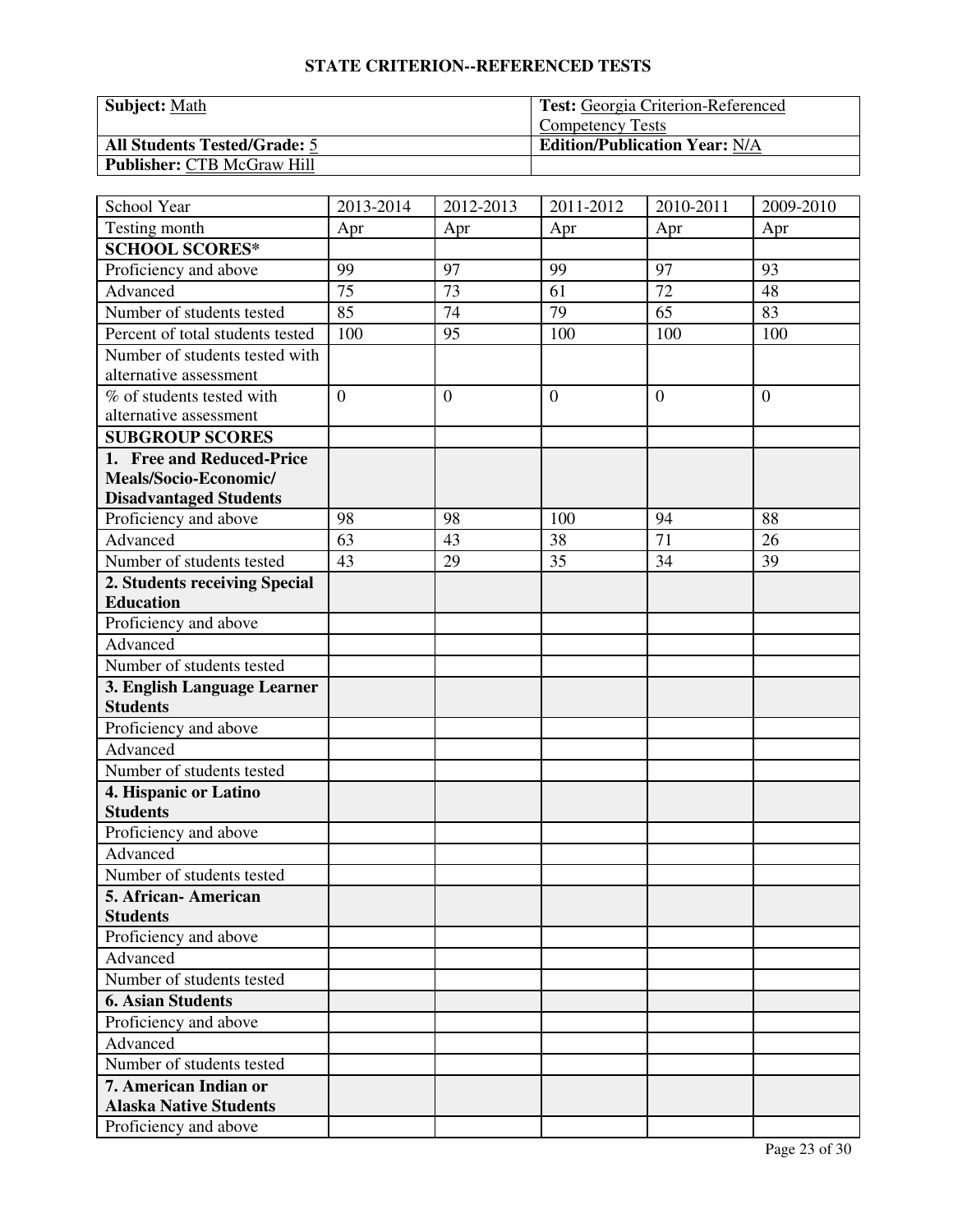## STATE CRITERION--REFERENCED TESTS

| **Subject:** Math | **Test:** Georgia Criterion-Referenced Competency Tests |
|---|---|
| **All Students Tested/Grade:** 5 | **Edition/Publication Year:** N/A |
| **Publisher:** CTB McGraw Hill | |

| School Year | 2013-2014 | 2012-2013 | 2011-2012 | 2010-2011 | 2009-2010 |
|---|---|---|---|---|---|
| Testing month | Apr | Apr | Apr | Apr | Apr |
| **SCHOOL SCORES*** | | | | | |
| Proficiency and above | 99 | 97 | 99 | 97 | 93 |
| Advanced | 75 | 73 | 61 | 72 | 48 |
| Number of students tested | 85 | 74 | 79 | 65 | 83 |
| Percent of total students tested | 100 | 95 | 100 | 100 | 100 |
| Number of students tested with alternative assessment | | | | | |
| % of students tested with alternative assessment | 0 | 0 | 0 | 0 | 0 |
| **SUBGROUP SCORES** | | | | | |
| **1. Free and Reduced-Price Meals/Socio-Economic/ Disadvantaged Students** | | | | | |
| Proficiency and above | 98 | 98 | 100 | 94 | 88 |
| Advanced | 63 | 43 | 38 | 71 | 26 |
| Number of students tested | 43 | 29 | 35 | 34 | 39 |
| **2. Students receiving Special Education** | | | | | |
| Proficiency and above | | | | | |
| Advanced | | | | | |
| Number of students tested | | | | | |
| **3. English Language Learner Students** | | | | | |
| Proficiency and above | | | | | |
| Advanced | | | | | |
| Number of students tested | | | | | |
| **4. Hispanic or Latino Students** | | | | | |
| Proficiency and above | | | | | |
| Advanced | | | | | |
| Number of students tested | | | | | |
| **5. African- American Students** | | | | | |
| Proficiency and above | | | | | |
| Advanced | | | | | |
| Number of students tested | | | | | |
| **6. Asian Students** | | | | | |
| Proficiency and above | | | | | |
| Advanced | | | | | |
| Number of students tested | | | | | |
| **7. American Indian or Alaska Native Students** | | | | | |
| Proficiency and above | | | | | |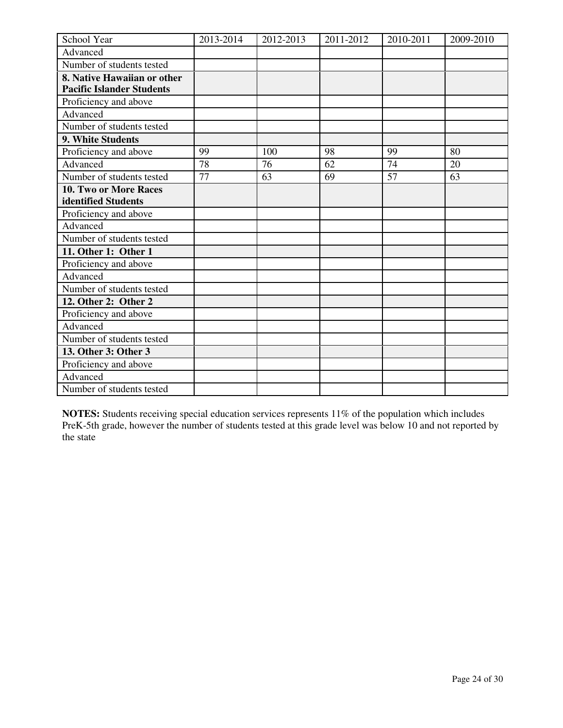| School Year | 2013-2014 | 2012-2013 | 2011-2012 | 2010-2011 | 2009-2010 |
|---|---|---|---|---|---|
| Advanced | | | | | |
| Number of students tested | | | | | |
| **8. Native Hawaiian or other Pacific Islander Students** | | | | | |
| Proficiency and above | | | | | |
| Advanced | | | | | |
| Number of students tested | | | | | |
| **9. White Students** | | | | | |
| Proficiency and above | 99 | 100 | 98 | 99 | 80 |
| Advanced | 78 | 76 | 62 | 74 | 20 |
| Number of students tested | 77 | 63 | 69 | 57 | 63 |
| **10. Two or More Races identified Students** | | | | | |
| Proficiency and above | | | | | |
| Advanced | | | | | |
| Number of students tested | | | | | |
| **11. Other 1: Other 1** | | | | | |
| Proficiency and above | | | | | |
| Advanced | | | | | |
| Number of students tested | | | | | |
| **12. Other 2: Other 2** | | | | | |
| Proficiency and above | | | | | |
| Advanced | | | | | |
| Number of students tested | | | | | |
| **13. Other 3: Other 3** | | | | | |
| Proficiency and above | | | | | |
| Advanced | | | | | |
| Number of students tested | | | | | |

**NOTES:** Students receiving special education services represents 11% of the population which includes PreK-5th grade, however the number of students tested at this grade level was below 10 and not reported by the state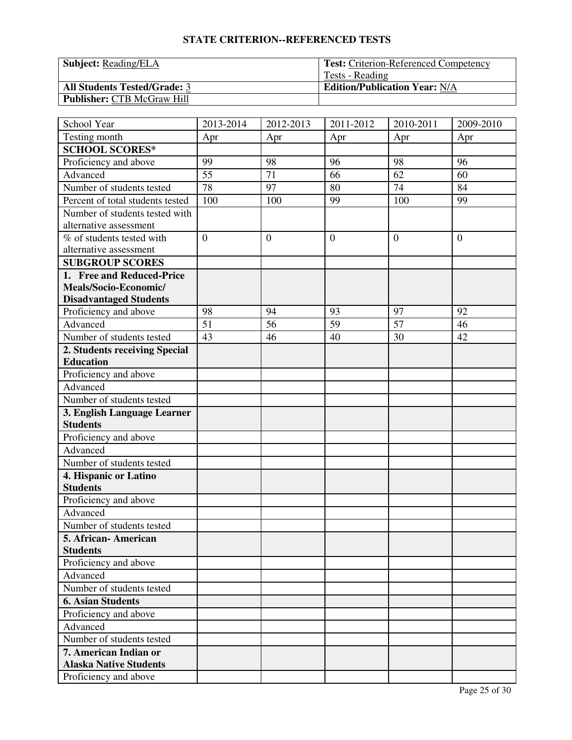## STATE CRITERION--REFERENCED TESTS

| **Subject:** Reading/ELA | **Test:** Criterion-Referenced Competency Tests - Reading |
|---|---|
| **All Students Tested/Grade:** 3 | **Edition/Publication Year:** N/A |
| **Publisher:** CTB McGraw Hill | |

| School Year | 2013-2014 | 2012-2013 | 2011-2012 | 2010-2011 | 2009-2010 |
|---|---|---|---|---|---|
| Testing month | Apr | Apr | Apr | Apr | Apr |
| **SCHOOL SCORES*** | | | | | |
| Proficiency and above | 99 | 98 | 96 | 98 | 96 |
| Advanced | 55 | 71 | 66 | 62 | 60 |
| Number of students tested | 78 | 97 | 80 | 74 | 84 |
| Percent of total students tested | 100 | 100 | 99 | 100 | 99 |
| Number of students tested with alternative assessment | | | | | |
| % of students tested with alternative assessment | 0 | 0 | 0 | 0 | 0 |
| **SUBGROUP SCORES** | | | | | |
| **1. Free and Reduced-Price Meals/Socio-Economic/ Disadvantaged Students** | | | | | |
| Proficiency and above | 98 | 94 | 93 | 97 | 92 |
| Advanced | 51 | 56 | 59 | 57 | 46 |
| Number of students tested | 43 | 46 | 40 | 30 | 42 |
| **2. Students receiving Special Education** | | | | | |
| Proficiency and above | | | | | |
| Advanced | | | | | |
| Number of students tested | | | | | |
| **3. English Language Learner Students** | | | | | |
| Proficiency and above | | | | | |
| Advanced | | | | | |
| Number of students tested | | | | | |
| **4. Hispanic or Latino Students** | | | | | |
| Proficiency and above | | | | | |
| Advanced | | | | | |
| Number of students tested | | | | | |
| **5. African- American Students** | | | | | |
| Proficiency and above | | | | | |
| Advanced | | | | | |
| Number of students tested | | | | | |
| **6. Asian Students** | | | | | |
| Proficiency and above | | | | | |
| Advanced | | | | | |
| Number of students tested | | | | | |
| **7. American Indian or Alaska Native Students** | | | | | |
| Proficiency and above | | | | | |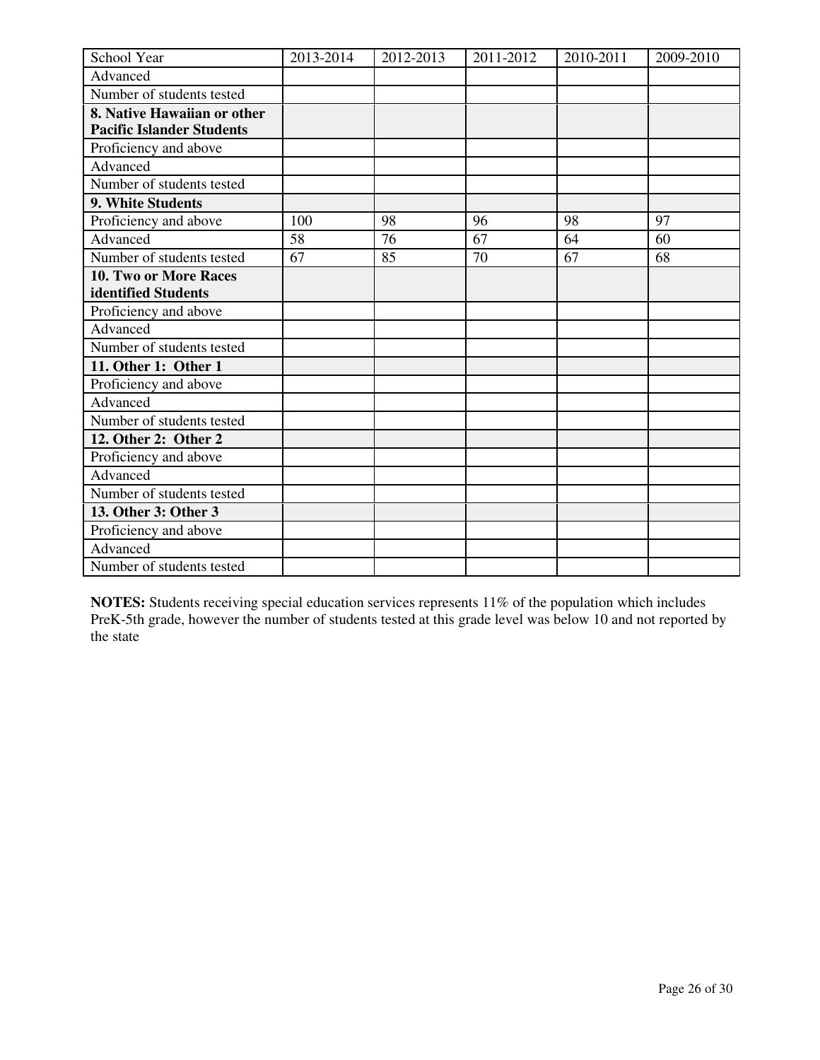| School Year | 2013-2014 | 2012-2013 | 2011-2012 | 2010-2011 | 2009-2010 |
|---|---|---|---|---|---|
| Advanced | | | | | |
| Number of students tested | | | | | |
| **8. Native Hawaiian or other Pacific Islander Students** | | | | | |
| Proficiency and above | | | | | |
| Advanced | | | | | |
| Number of students tested | | | | | |
| **9. White Students** | | | | | |
| Proficiency and above | 100 | 98 | 96 | 98 | 97 |
| Advanced | 58 | 76 | 67 | 64 | 60 |
| Number of students tested | 67 | 85 | 70 | 67 | 68 |
| **10. Two or More Races identified Students** | | | | | |
| Proficiency and above | | | | | |
| Advanced | | | | | |
| Number of students tested | | | | | |
| **11. Other 1: Other 1** | | | | | |
| Proficiency and above | | | | | |
| Advanced | | | | | |
| Number of students tested | | | | | |
| **12. Other 2: Other 2** | | | | | |
| Proficiency and above | | | | | |
| Advanced | | | | | |
| Number of students tested | | | | | |
| **13. Other 3: Other 3** | | | | | |
| Proficiency and above | | | | | |
| Advanced | | | | | |
| Number of students tested | | | | | |

**NOTES:** Students receiving special education services represents 11% of the population which includes PreK-5th grade, however the number of students tested at this grade level was below 10 and not reported by the state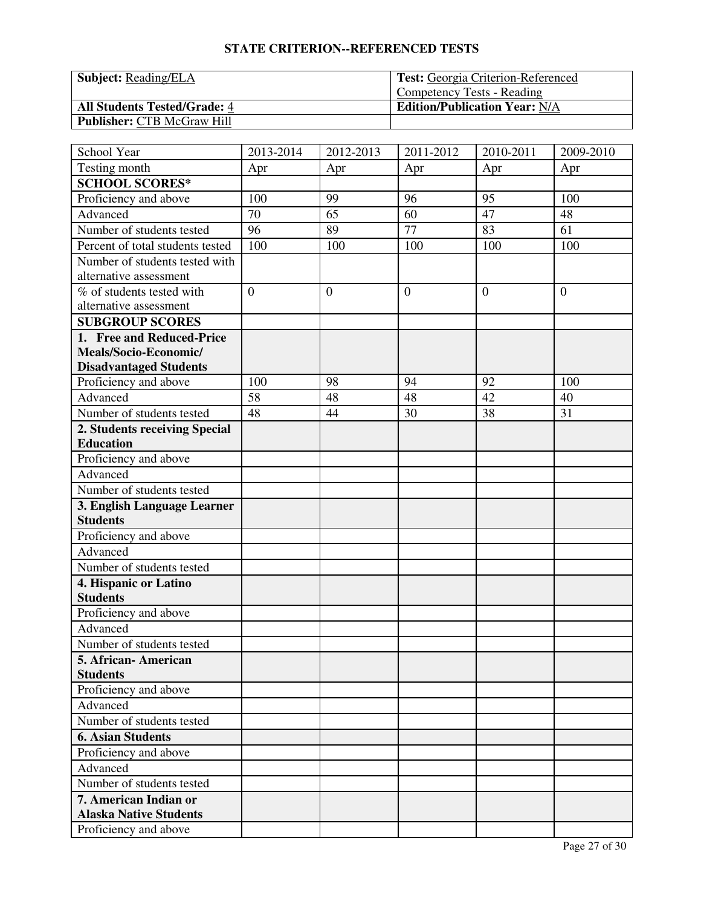## STATE CRITERION--REFERENCED TESTS

| **Subject:** Reading/ELA | **Test:** Georgia Criterion-Referenced Competency Tests - Reading |
|---|---|
| **All Students Tested/Grade:** 4 | **Edition/Publication Year:** N/A |
| **Publisher:** CTB McGraw Hill | |

| School Year | 2013-2014 | 2012-2013 | 2011-2012 | 2010-2011 | 2009-2010 |
|---|---|---|---|---|---|
| Testing month | Apr | Apr | Apr | Apr | Apr |
| **SCHOOL SCORES*** | | | | | |
| Proficiency and above | 100 | 99 | 96 | 95 | 100 |
| Advanced | 70 | 65 | 60 | 47 | 48 |
| Number of students tested | 96 | 89 | 77 | 83 | 61 |
| Percent of total students tested | 100 | 100 | 100 | 100 | 100 |
| Number of students tested with alternative assessment | | | | | |
| % of students tested with alternative assessment | 0 | 0 | 0 | 0 | 0 |
| **SUBGROUP SCORES** | | | | | |
| **1. Free and Reduced-Price Meals/Socio-Economic/ Disadvantaged Students** | | | | | |
| Proficiency and above | 100 | 98 | 94 | 92 | 100 |
| Advanced | 58 | 48 | 48 | 42 | 40 |
| Number of students tested | 48 | 44 | 30 | 38 | 31 |
| **2. Students receiving Special Education** | | | | | |
| Proficiency and above | | | | | |
| Advanced | | | | | |
| Number of students tested | | | | | |
| **3. English Language Learner Students** | | | | | |
| Proficiency and above | | | | | |
| Advanced | | | | | |
| Number of students tested | | | | | |
| **4. Hispanic or Latino Students** | | | | | |
| Proficiency and above | | | | | |
| Advanced | | | | | |
| Number of students tested | | | | | |
| **5. African- American Students** | | | | | |
| Proficiency and above | | | | | |
| Advanced | | | | | |
| Number of students tested | | | | | |
| **6. Asian Students** | | | | | |
| Proficiency and above | | | | | |
| Advanced | | | | | |
| Number of students tested | | | | | |
| **7. American Indian or Alaska Native Students** | | | | | |
| Proficiency and above | | | | | |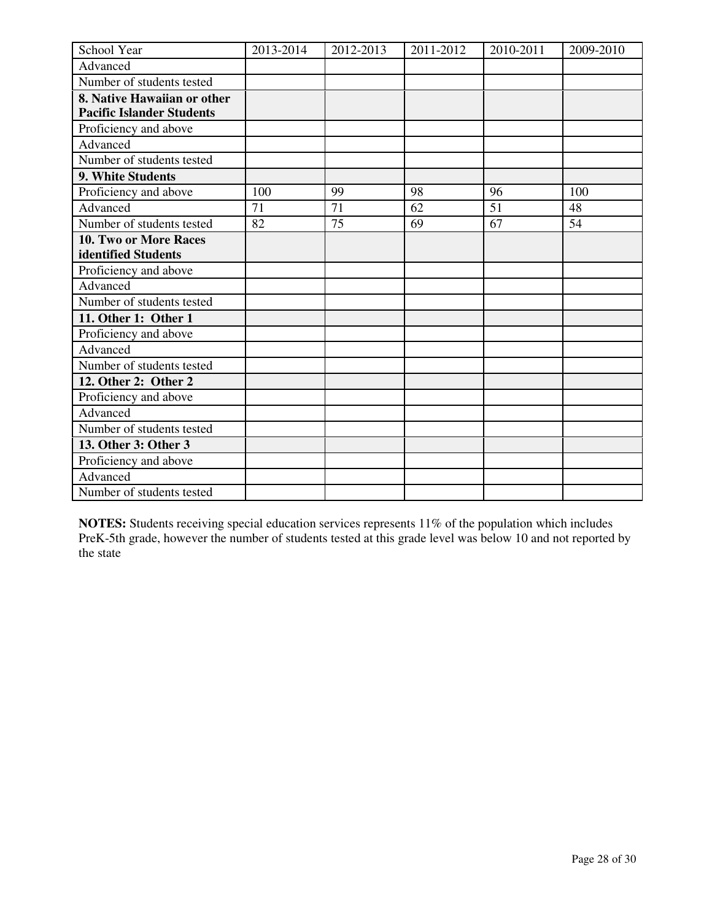| School Year | 2013-2014 | 2012-2013 | 2011-2012 | 2010-2011 | 2009-2010 |
|---|---|---|---|---|---|
| Advanced | | | | | |
| Number of students tested | | | | | |
| **8. Native Hawaiian or other Pacific Islander Students** | | | | | |
| Proficiency and above | | | | | |
| Advanced | | | | | |
| Number of students tested | | | | | |
| **9. White Students** | | | | | |
| Proficiency and above | 100 | 99 | 98 | 96 | 100 |
| Advanced | 71 | 71 | 62 | 51 | 48 |
| Number of students tested | 82 | 75 | 69 | 67 | 54 |
| **10. Two or More Races identified Students** | | | | | |
| Proficiency and above | | | | | |
| Advanced | | | | | |
| Number of students tested | | | | | |
| **11. Other 1: Other 1** | | | | | |
| Proficiency and above | | | | | |
| Advanced | | | | | |
| Number of students tested | | | | | |
| **12. Other 2: Other 2** | | | | | |
| Proficiency and above | | | | | |
| Advanced | | | | | |
| Number of students tested | | | | | |
| **13. Other 3: Other 3** | | | | | |
| Proficiency and above | | | | | |
| Advanced | | | | | |
| Number of students tested | | | | | |

**NOTES:** Students receiving special education services represents 11% of the population which includes PreK-5th grade, however the number of students tested at this grade level was below 10 and not reported by the state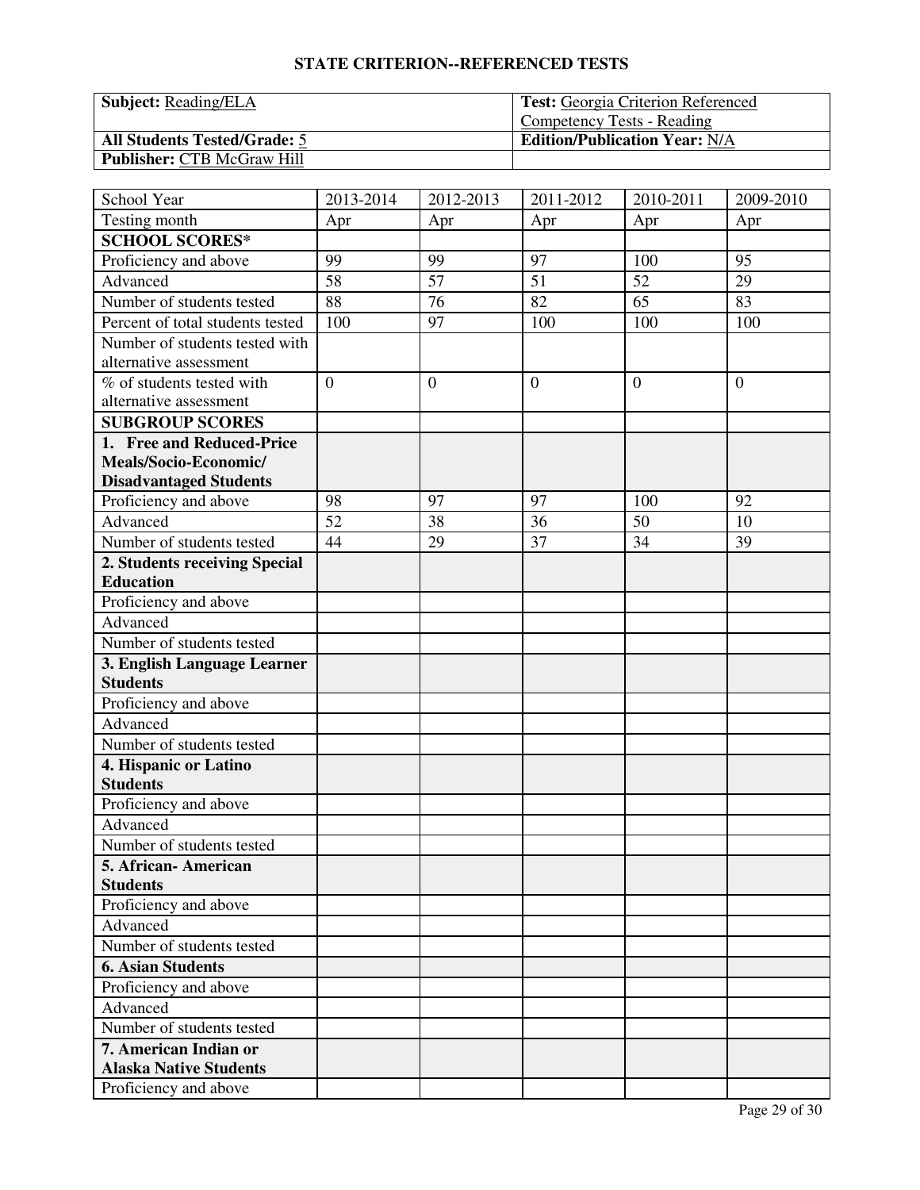## STATE CRITERION--REFERENCED TESTS

| **Subject:** Reading/ELA | **Test:** Georgia Criterion Referenced Competency Tests - Reading |
|---|---|
| **All Students Tested/Grade:** 5 | **Edition/Publication Year:** N/A |
| **Publisher:** CTB McGraw Hill | |

| School Year | 2013-2014 | 2012-2013 | 2011-2012 | 2010-2011 | 2009-2010 |
|---|---|---|---|---|---|
| Testing month | Apr | Apr | Apr | Apr | Apr |
| **SCHOOL SCORES*** | | | | | |
| Proficiency and above | 99 | 99 | 97 | 100 | 95 |
| Advanced | 58 | 57 | 51 | 52 | 29 |
| Number of students tested | 88 | 76 | 82 | 65 | 83 |
| Percent of total students tested | 100 | 97 | 100 | 100 | 100 |
| Number of students tested with alternative assessment | | | | | |
| % of students tested with alternative assessment | 0 | 0 | 0 | 0 | 0 |
| **SUBGROUP SCORES** | | | | | |
| **1. Free and Reduced-Price Meals/Socio-Economic/ Disadvantaged Students** | | | | | |
| Proficiency and above | 98 | 97 | 97 | 100 | 92 |
| Advanced | 52 | 38 | 36 | 50 | 10 |
| Number of students tested | 44 | 29 | 37 | 34 | 39 |
| **2. Students receiving Special Education** | | | | | |
| Proficiency and above | | | | | |
| Advanced | | | | | |
| Number of students tested | | | | | |
| **3. English Language Learner Students** | | | | | |
| Proficiency and above | | | | | |
| Advanced | | | | | |
| Number of students tested | | | | | |
| **4. Hispanic or Latino Students** | | | | | |
| Proficiency and above | | | | | |
| Advanced | | | | | |
| Number of students tested | | | | | |
| **5. African- American Students** | | | | | |
| Proficiency and above | | | | | |
| Advanced | | | | | |
| Number of students tested | | | | | |
| **6. Asian Students** | | | | | |
| Proficiency and above | | | | | |
| Advanced | | | | | |
| Number of students tested | | | | | |
| **7. American Indian or Alaska Native Students** | | | | | |
| Proficiency and above | | | | | |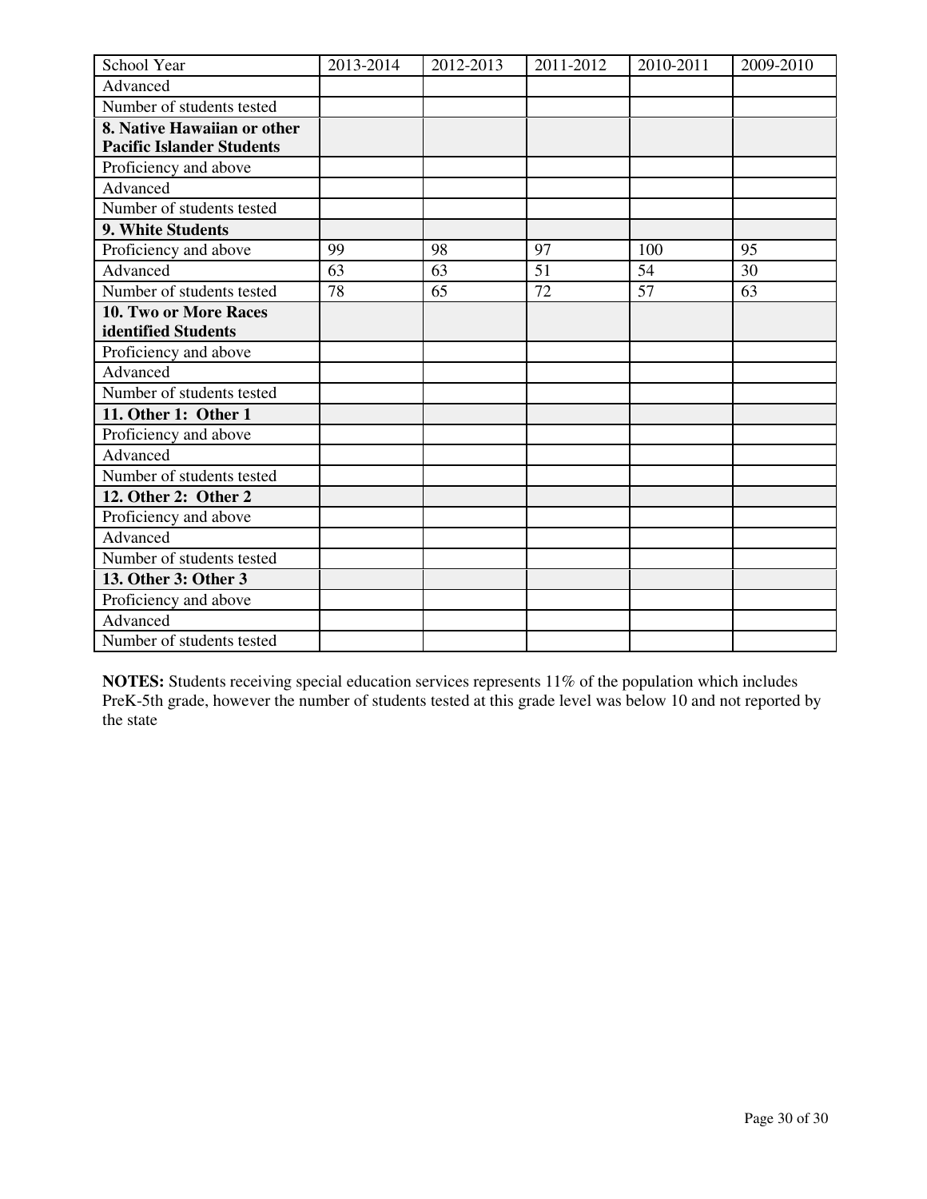| School Year | 2013-2014 | 2012-2013 | 2011-2012 | 2010-2011 | 2009-2010 |
|---|---|---|---|---|---|
| Advanced | | | | | |
| Number of students tested | | | | | |
| **8. Native Hawaiian or other Pacific Islander Students** | | | | | |
| Proficiency and above | | | | | |
| Advanced | | | | | |
| Number of students tested | | | | | |
| **9. White Students** | | | | | |
| Proficiency and above | 99 | 98 | 97 | 100 | 95 |
| Advanced | 63 | 63 | 51 | 54 | 30 |
| Number of students tested | 78 | 65 | 72 | 57 | 63 |
| **10. Two or More Races identified Students** | | | | | |
| Proficiency and above | | | | | |
| Advanced | | | | | |
| Number of students tested | | | | | |
| **11. Other 1: Other 1** | | | | | |
| Proficiency and above | | | | | |
| Advanced | | | | | |
| Number of students tested | | | | | |
| **12. Other 2: Other 2** | | | | | |
| Proficiency and above | | | | | |
| Advanced | | | | | |
| Number of students tested | | | | | |
| **13. Other 3: Other 3** | | | | | |
| Proficiency and above | | | | | |
| Advanced | | | | | |
| Number of students tested | | | | | |

**NOTES:** Students receiving special education services represents 11% of the population which includes PreK-5th grade, however the number of students tested at this grade level was below 10 and not reported by the state